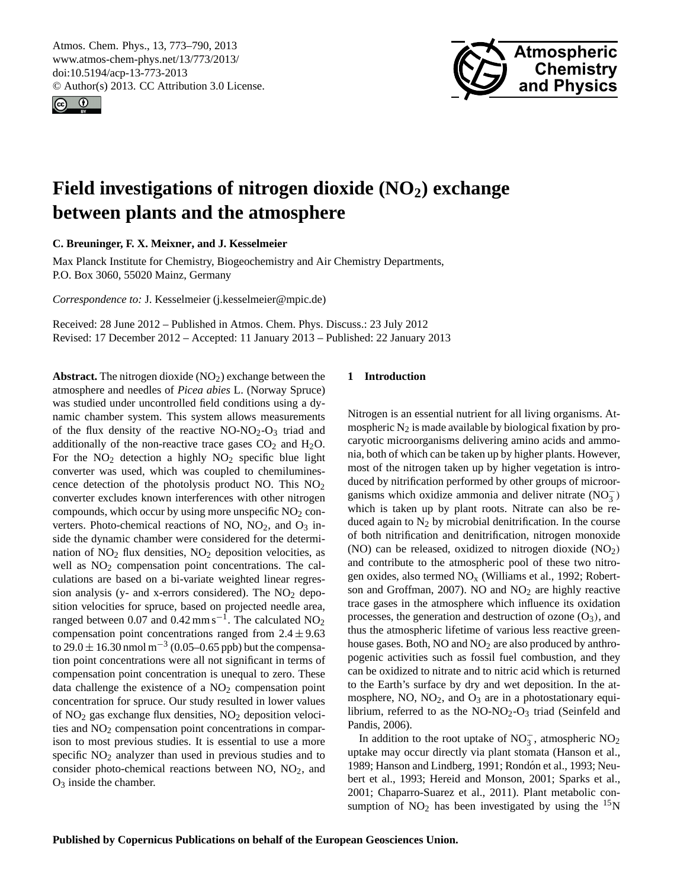# Field investigations of nitrogen dioxide ($NO_2$) exchange between plants and the atmosphere

**C. Breuninger, F. X. Meixner, and J. Kesselmeier**

Max Planck Institute for Chemistry, Biogeochemistry and Air Chemistry Departments, P.O. Box 3060, 55020 Mainz, Germany

*Correspondence to:* J. Kesselmeier (j.kesselmeier@mpic.de)

Received: 28 June 2012 – Published in Atmos. Chem. Phys. Discuss.: 23 July 2012
Revised: 17 December 2012 – Accepted: 11 January 2013 – Published: 22 January 2013

**Abstract.** The nitrogen dioxide ($NO_2$) exchange between the atmosphere and needles of *Picea abies* L. (Norway Spruce) was studied under uncontrolled field conditions using a dynamic chamber system. This system allows measurements of the flux density of the reactive NO-$NO_2$-$O_3$ triad and additionally of the non-reactive trace gases $CO_2$ and $H_2O$. For the $NO_2$ detection a highly $NO_2$ specific blue light converter was used, which was coupled to chemiluminescence detection of the photolysis product NO. This $NO_2$ converter excludes known interferences with other nitrogen compounds, which occur by using more unspecific $NO_2$ converters. Photo-chemical reactions of NO, $NO_2$, and $O_3$ inside the dynamic chamber were considered for the determination of $NO_2$ flux densities, $NO_2$ deposition velocities, as well as $NO_2$ compensation point concentrations. The calculations are based on a bi-variate weighted linear regression analysis (y- and x-errors considered). The $NO_2$ deposition velocities for spruce, based on projected needle area, ranged between 0.07 and 0.42 $mm\,s^{-1}$. The calculated $NO_2$ compensation point concentrations ranged from $2.4 \pm 9.63$ to $29.0 \pm 16.30$ $nmol\,m^{-3}$ (0.05–0.65 ppb) but the compensation point concentrations were all not significant in terms of compensation point concentration is unequal to zero. These data challenge the existence of a $NO_2$ compensation point concentration for spruce. Our study resulted in lower values of $NO_2$ gas exchange flux densities, $NO_2$ deposition velocities and $NO_2$ compensation point concentrations in comparison to most previous studies. It is essential to use a more specific $NO_2$ analyzer than used in previous studies and to consider photo-chemical reactions between NO, $NO_2$, and $O_3$ inside the chamber.

## 1 Introduction

Nitrogen is an essential nutrient for all living organisms. Atmospheric $N_2$ is made available by biological fixation by procaryotic microorganisms delivering amino acids and ammonia, both of which can be taken up by higher plants. However, most of the nitrogen taken up by higher vegetation is introduced by nitrification performed by other groups of microorganisms which oxidize ammonia and deliver nitrate ($NO_3^-$) which is taken up by plant roots. Nitrate can also be reduced again to $N_2$ by microbial denitrification. In the course of both nitrification and denitrification, nitrogen monoxide (NO) can be released, oxidized to nitrogen dioxide ($NO_2$) and contribute to the atmospheric pool of these two nitrogen oxides, also termed $NO_x$ (Williams et al., 1992; Robertson and Groffman, 2007). NO and $NO_2$ are highly reactive trace gases in the atmosphere which influence its oxidation processes, the generation and destruction of ozone ($O_3$), and thus the atmospheric lifetime of various less reactive greenhouse gases. Both, NO and $NO_2$ are also produced by anthropogenic activities such as fossil fuel combustion, and they can be oxidized to nitrate and to nitric acid which is returned to the Earth's surface by dry and wet deposition. In the atmosphere, NO, $NO_2$, and $O_3$ are in a photostationary equilibrium, referred to as the NO-$NO_2$-$O_3$ triad (Seinfeld and Pandis, 2006).

In addition to the root uptake of $NO_3^-$, atmospheric $NO_2$ uptake may occur directly via plant stomata (Hanson et al., 1989; Hanson and Lindberg, 1991; Rondón et al., 1993; Neubert et al., 1993; Hereid and Monson, 2001; Sparks et al., 2001; Chaparro-Suarez et al., 2011). Plant metabolic consumption of $NO_2$ has been investigated by using the $^{15}N$

**Published by Copernicus Publications on behalf of the European Geosciences Union.**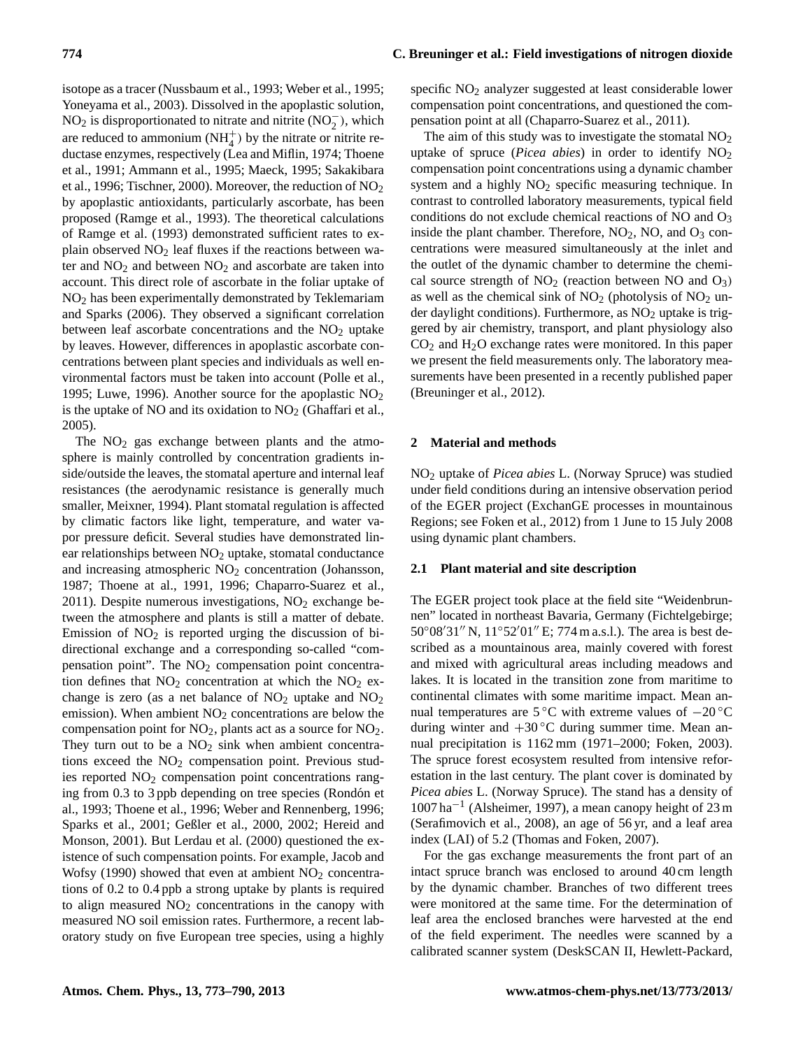isotope as a tracer (Nussbaum et al., 1993; Weber et al., 1995; Yoneyama et al., 2003). Dissolved in the apoplastic solution, $NO_2$ is disproportionated to nitrate and nitrite ($NO_2^-$), which are reduced to ammonium ($NH_4^+$) by the nitrate or nitrite reductase enzymes, respectively (Lea and Miflin, 1974; Thoene et al., 1991; Ammann et al., 1995; Maeck, 1995; Sakakibara et al., 1996; Tischner, 2000). Moreover, the reduction of $NO_2$ by apoplastic antioxidants, particularly ascorbate, has been proposed (Ramge et al., 1993). The theoretical calculations of Ramge et al. (1993) demonstrated sufficient rates to explain observed $NO_2$ leaf fluxes if the reactions between water and $NO_2$ and between $NO_2$ and ascorbate are taken into account. This direct role of ascorbate in the foliar uptake of $NO_2$ has been experimentally demonstrated by Teklemariam and Sparks (2006). They observed a significant correlation between leaf ascorbate concentrations and the $NO_2$ uptake by leaves. However, differences in apoplastic ascorbate concentrations between plant species and individuals as well environmental factors must be taken into account (Polle et al., 1995; Luwe, 1996). Another source for the apoplastic $NO_2$ is the uptake of NO and its oxidation to $NO_2$ (Ghaffari et al., 2005).

The $NO_2$ gas exchange between plants and the atmosphere is mainly controlled by concentration gradients inside/outside the leaves, the stomatal aperture and internal leaf resistances (the aerodynamic resistance is generally much smaller, Meixner, 1994). Plant stomatal regulation is affected by climatic factors like light, temperature, and water vapor pressure deficit. Several studies have demonstrated linear relationships between $NO_2$ uptake, stomatal conductance and increasing atmospheric $NO_2$ concentration (Johansson, 1987; Thoene at al., 1991, 1996; Chaparro-Suarez et al., 2011). Despite numerous investigations, $NO_2$ exchange between the atmosphere and plants is still a matter of debate. Emission of $NO_2$ is reported urging the discussion of bidirectional exchange and a corresponding so-called "compensation point". The $NO_2$ compensation point concentration defines that $NO_2$ concentration at which the $NO_2$ exchange is zero (as a net balance of $NO_2$ uptake and $NO_2$ emission). When ambient $NO_2$ concentrations are below the compensation point for $NO_2$, plants act as a source for $NO_2$. They turn out to be a $NO_2$ sink when ambient concentrations exceed the $NO_2$ compensation point. Previous studies reported $NO_2$ compensation point concentrations ranging from 0.3 to 3 ppb depending on tree species (Rondón et al., 1993; Thoene et al., 1996; Weber and Rennenberg, 1996; Sparks et al., 2001; Geßler et al., 2000, 2002; Hereid and Monson, 2001). But Lerdau et al. (2000) questioned the existence of such compensation points. For example, Jacob and Wofsy (1990) showed that even at ambient $NO_2$ concentrations of 0.2 to 0.4 ppb a strong uptake by plants is required to align measured $NO_2$ concentrations in the canopy with measured NO soil emission rates. Furthermore, a recent laboratory study on five European tree species, using a highly specific $NO_2$ analyzer suggested at least considerable lower compensation point concentrations, and questioned the compensation point at all (Chaparro-Suarez et al., 2011).

The aim of this study was to investigate the stomatal $NO_2$ uptake of spruce (*Picea abies*) in order to identify $NO_2$ compensation point concentrations using a dynamic chamber system and a highly $NO_2$ specific measuring technique. In contrast to controlled laboratory measurements, typical field conditions do not exclude chemical reactions of NO and $O_3$ inside the plant chamber. Therefore, $NO_2$, NO, and $O_3$ concentrations were measured simultaneously at the inlet and the outlet of the dynamic chamber to determine the chemical source strength of $NO_2$ (reaction between NO and $O_3$) as well as the chemical sink of $NO_2$ (photolysis of $NO_2$ under daylight conditions). Furthermore, as $NO_2$ uptake is triggered by air chemistry, transport, and plant physiology also $CO_2$ and $H_2O$ exchange rates were monitored. In this paper we present the field measurements only. The laboratory measurements have been presented in a recently published paper (Breuninger et al., 2012).

## 2 Material and methods

$NO_2$ uptake of *Picea abies* L. (Norway Spruce) was studied under field conditions during an intensive observation period of the EGER project (ExchanGE processes in mountainous Regions; see Foken et al., 2012) from 1 June to 15 July 2008 using dynamic plant chambers.

### 2.1 Plant material and site description

The EGER project took place at the field site "Weidenbrunnen" located in northeast Bavaria, Germany (Fichtelgebirge; 50°08′31″ N, 11°52′01″ E; 774 m a.s.l.). The area is best described as a mountainous area, mainly covered with forest and mixed with agricultural areas including meadows and lakes. It is located in the transition zone from maritime to continental climates with some maritime impact. Mean annual temperatures are 5 °C with extreme values of −20 °C during winter and +30 °C during summer time. Mean annual precipitation is 1162 mm (1971–2000; Foken, 2003). The spruce forest ecosystem resulted from intensive reforestation in the last century. The plant cover is dominated by *Picea abies* L. (Norway Spruce). The stand has a density of 1007 $ha^{-1}$ (Alsheimer, 1997), a mean canopy height of 23 m (Serafimovich et al., 2008), an age of 56 yr, and a leaf area index (LAI) of 5.2 (Thomas and Foken, 2007).

For the gas exchange measurements the front part of an intact spruce branch was enclosed to around 40 cm length by the dynamic chamber. Branches of two different trees were monitored at the same time. For the determination of leaf area the enclosed branches were harvested at the end of the field experiment. The needles were scanned by a calibrated scanner system (DeskSCAN II, Hewlett-Packard,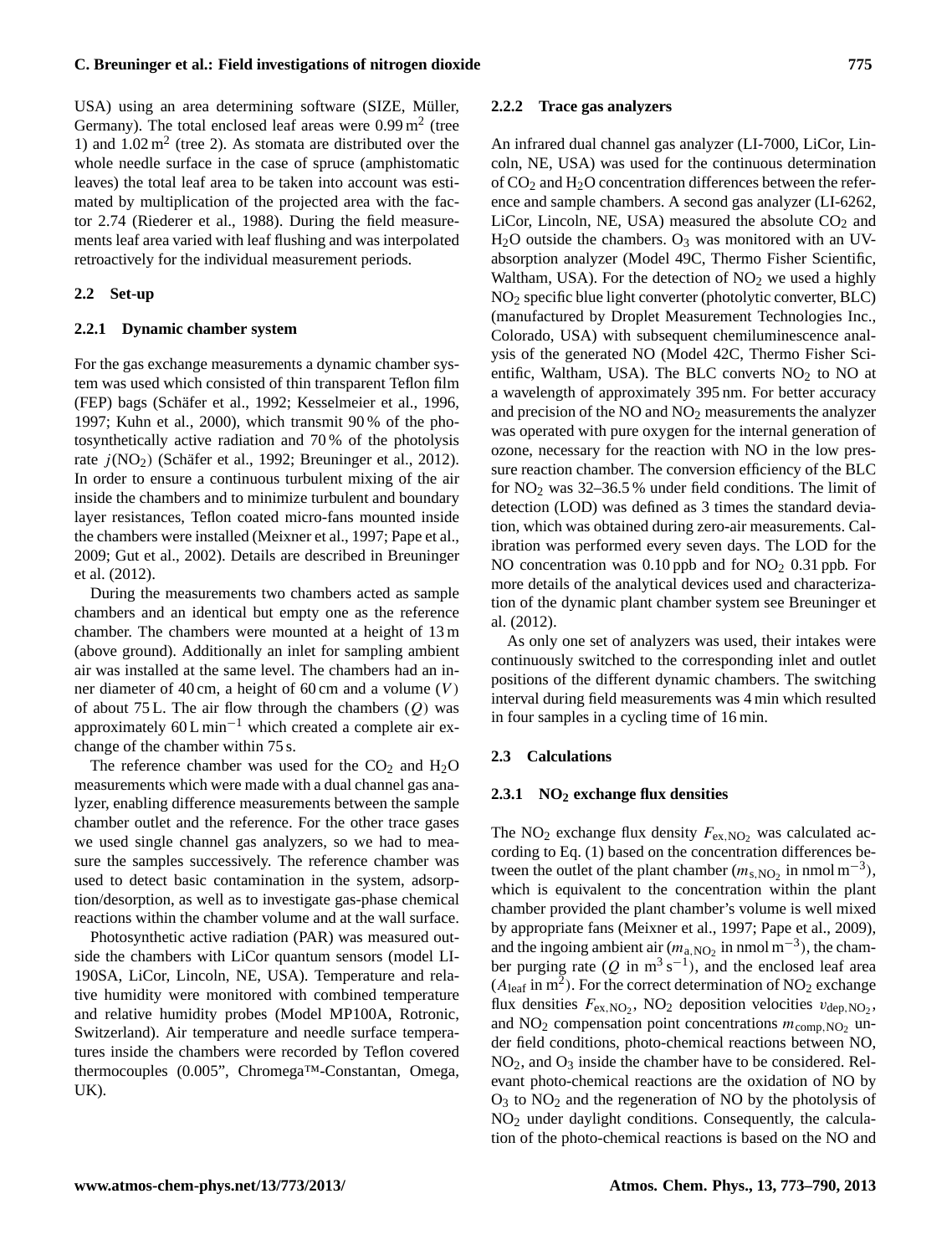USA) using an area determining software (SIZE, Müller, Germany). The total enclosed leaf areas were 0.99 $m^2$ (tree 1) and 1.02 $m^2$ (tree 2). As stomata are distributed over the whole needle surface in the case of spruce (amphistomatic leaves) the total leaf area to be taken into account was estimated by multiplication of the projected area with the factor 2.74 (Riederer et al., 1988). During the field measurements leaf area varied with leaf flushing and was interpolated retroactively for the individual measurement periods.

## 2.2 Set-up

### 2.2.1 Dynamic chamber system

For the gas exchange measurements a dynamic chamber system was used which consisted of thin transparent Teflon film (FEP) bags (Schäfer et al., 1992; Kesselmeier et al., 1996, 1997; Kuhn et al., 2000), which transmit 90 % of the photosynthetically active radiation and 70 % of the photolysis rate $j(NO_2)$ (Schäfer et al., 1992; Breuninger et al., 2012). In order to ensure a continuous turbulent mixing of the air inside the chambers and to minimize turbulent and boundary layer resistances, Teflon coated micro-fans mounted inside the chambers were installed (Meixner et al., 1997; Pape et al., 2009; Gut et al., 2002). Details are described in Breuninger et al. (2012).

During the measurements two chambers acted as sample chambers and an identical but empty one as the reference chamber. The chambers were mounted at a height of 13 m (above ground). Additionally an inlet for sampling ambient air was installed at the same level. The chambers had an inner diameter of 40 cm, a height of 60 cm and a volume ($V$) of about 75 L. The air flow through the chambers ($Q$) was approximately 60 L $min^{-1}$ which created a complete air exchange of the chamber within 75 s.

The reference chamber was used for the $CO_2$ and $H_2O$ measurements which were made with a dual channel gas analyzer, enabling difference measurements between the sample chamber outlet and the reference. For the other trace gases we used single channel gas analyzers, so we had to measure the samples successively. The reference chamber was used to detect basic contamination in the system, adsorption/desorption, as well as to investigate gas-phase chemical reactions within the chamber volume and at the wall surface.

Photosynthetic active radiation (PAR) was measured outside the chambers with LiCor quantum sensors (model LI-190SA, LiCor, Lincoln, NE, USA). Temperature and relative humidity were monitored with combined temperature and relative humidity probes (Model MP100A, Rotronic, Switzerland). Air temperature and needle surface temperatures inside the chambers were recorded by Teflon covered thermocouples (0.005", Chromega™-Constantan, Omega, UK).

### 2.2.2 Trace gas analyzers

An infrared dual channel gas analyzer (LI-7000, LiCor, Lincoln, NE, USA) was used for the continuous determination of $CO_2$ and $H_2O$ concentration differences between the reference and sample chambers. A second gas analyzer (LI-6262, LiCor, Lincoln, NE, USA) measured the absolute $CO_2$ and $H_2O$ outside the chambers. $O_3$ was monitored with an UV-absorption analyzer (Model 49C, Thermo Fisher Scientific, Waltham, USA). For the detection of $NO_2$ we used a highly $NO_2$ specific blue light converter (photolytic converter, BLC) (manufactured by Droplet Measurement Technologies Inc., Colorado, USA) with subsequent chemiluminescence analysis of the generated NO (Model 42C, Thermo Fisher Scientific, Waltham, USA). The BLC converts $NO_2$ to NO at a wavelength of approximately 395 nm. For better accuracy and precision of the NO and $NO_2$ measurements the analyzer was operated with pure oxygen for the internal generation of ozone, necessary for the reaction with NO in the low pressure reaction chamber. The conversion efficiency of the BLC for $NO_2$ was 32–36.5 % under field conditions. The limit of detection (LOD) was defined as 3 times the standard deviation, which was obtained during zero-air measurements. Calibration was performed every seven days. The LOD for the NO concentration was 0.10 ppb and for $NO_2$ 0.31 ppb. For more details of the analytical devices used and characterization of the dynamic plant chamber system see Breuninger et al. (2012).

As only one set of analyzers was used, their intakes were continuously switched to the corresponding inlet and outlet positions of the different dynamic chambers. The switching interval during field measurements was 4 min which resulted in four samples in a cycling time of 16 min.

## 2.3 Calculations

### 2.3.1 $NO_2$ exchange flux densities

The $NO_2$ exchange flux density $F_{ex,NO_2}$ was calculated according to Eq. (1) based on the concentration differences between the outlet of the plant chamber ($m_{s,NO_2}$ in nmol $m^{-3}$), which is equivalent to the concentration within the plant chamber provided the plant chamber's volume is well mixed by appropriate fans (Meixner et al., 1997; Pape et al., 2009), and the ingoing ambient air ($m_{a,NO_2}$ in nmol $m^{-3}$), the chamber purging rate ($Q$ in $m^3\,s^{-1}$), and the enclosed leaf area ($A_{leaf}$ in $m^2$). For the correct determination of $NO_2$ exchange flux densities $F_{ex,NO_2}$, $NO_2$ deposition velocities $v_{dep,NO_2}$, and $NO_2$ compensation point concentrations $m_{comp,NO_2}$ under field conditions, photo-chemical reactions between NO, $NO_2$, and $O_3$ inside the chamber have to be considered. Relevant photo-chemical reactions are the oxidation of NO by $O_3$ to $NO_2$ and the regeneration of NO by the photolysis of $NO_2$ under daylight conditions. Consequently, the calculation of the photo-chemical reactions is based on the NO and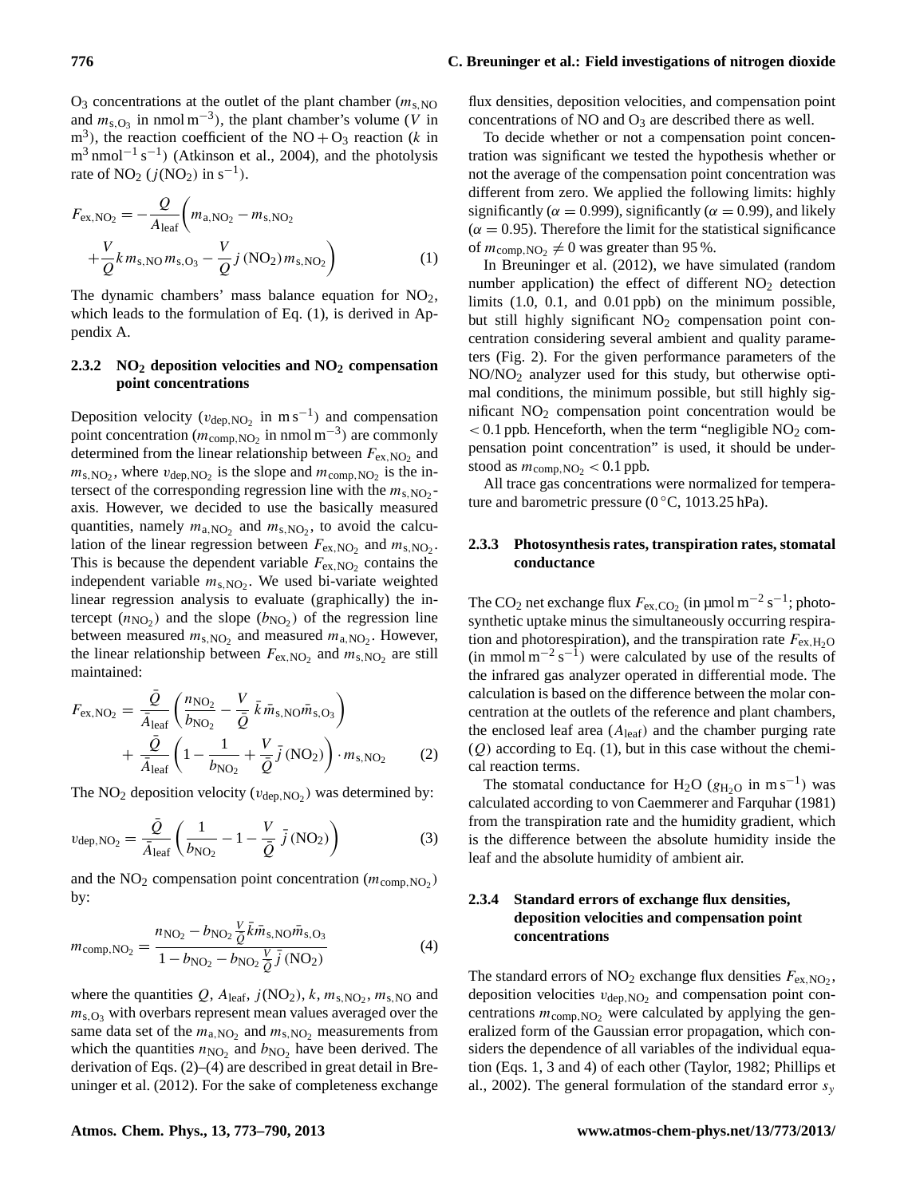$O_3$ concentrations at the outlet of the plant chamber ($m_{s,NO}$ and $m_{s,O_3}$ in nmol m$^{-3}$), the plant chamber's volume ($V$ in m$^3$), the reaction coefficient of the $NO + O_3$ reaction ($k$ in m$^3$ nmol$^{-1}$ s$^{-1}$) (Atkinson et al., 2004), and the photolysis rate of $NO_2$ ($j(NO_2)$ in s$^{-1}$).

$$F_{ex,NO_2} = -\frac{Q}{A_{leaf}}\left(m_{a,NO_2} - m_{s,NO_2} + \frac{V}{Q}k\, m_{s,NO}\, m_{s,O_3} - \frac{V}{Q}j\,(NO_2)\, m_{s,NO_2}\right) \quad (1)$$

The dynamic chambers' mass balance equation for $NO_2$, which leads to the formulation of Eq. (1), is derived in Appendix A.

### 2.3.2 $NO_2$ deposition velocities and $NO_2$ compensation point concentrations

Deposition velocity ($v_{dep,NO_2}$ in m s$^{-1}$) and compensation point concentration ($m_{comp,NO_2}$ in nmol m$^{-3}$) are commonly determined from the linear relationship between $F_{ex,NO_2}$ and $m_{s,NO_2}$, where $v_{dep,NO_2}$ is the slope and $m_{comp,NO_2}$ is the intersect of the corresponding regression line with the $m_{s,NO_2}$-axis. However, we decided to use the basically measured quantities, namely $m_{a,NO_2}$ and $m_{s,NO_2}$, to avoid the calculation of the linear regression between $F_{ex,NO_2}$ and $m_{s,NO_2}$. This is because the dependent variable $F_{ex,NO_2}$ contains the independent variable $m_{s,NO_2}$. We used bi-variate weighted linear regression analysis to evaluate (graphically) the intercept ($n_{NO_2}$) and the slope ($b_{NO_2}$) of the regression line between measured $m_{s,NO_2}$ and measured $m_{a,NO_2}$. However, the linear relationship between $F_{ex,NO_2}$ and $m_{s,NO_2}$ are still maintained:

$$F_{ex,NO_2} = \frac{\bar{Q}}{\bar{A}_{leaf}}\left(\frac{n_{NO_2}}{b_{NO_2}} - \frac{V}{\bar{Q}}\,\bar{k}\,\bar{m}_{s,NO}\bar{m}_{s,O_3}\right) + \frac{\bar{Q}}{\bar{A}_{leaf}}\left(1 - \frac{1}{b_{NO_2}} + \frac{V}{\bar{Q}}\,\bar{j}\,(NO_2)\right)\cdot m_{s,NO_2} \quad (2)$$

The $NO_2$ deposition velocity ($v_{dep,NO_2}$) was determined by:

$$v_{dep,NO_2} = \frac{\bar{Q}}{\bar{A}_{leaf}}\left(\frac{1}{b_{NO_2}} - 1 - \frac{V}{\bar{Q}}\,\bar{j}\,(NO_2)\right) \quad (3)$$

and the $NO_2$ compensation point concentration ($m_{comp,NO_2}$) by:

$$m_{comp,NO_2} = \frac{n_{NO_2} - b_{NO_2}\frac{V}{\bar{Q}}\bar{k}\bar{m}_{s,NO}\bar{m}_{s,O_3}}{1 - b_{NO_2} - b_{NO_2}\frac{V}{\bar{Q}}\,\bar{j}\,(NO_2)} \quad (4)$$

where the quantities $Q$, $A_{leaf}$, $j(NO_2)$, $k$, $m_{s,NO_2}$, $m_{s,NO}$ and $m_{s,O_3}$ with overbars represent mean values averaged over the same data set of the $m_{a,NO_2}$ and $m_{s,NO_2}$ measurements from which the quantities $n_{NO_2}$ and $b_{NO_2}$ have been derived. The derivation of Eqs. (2)–(4) are described in great detail in Breuninger et al. (2012). For the sake of completeness exchange flux densities, deposition velocities, and compensation point concentrations of NO and $O_3$ are described there as well.

To decide whether or not a compensation point concentration was significant we tested the hypothesis whether or not the average of the compensation point concentration was different from zero. We applied the following limits: highly significantly ($\alpha = 0.999$), significantly ($\alpha = 0.99$), and likely ($\alpha = 0.95$). Therefore the limit for the statistical significance of $m_{comp,NO_2} \neq 0$ was greater than 95 %.

In Breuninger et al. (2012), we have simulated (random number application) the effect of different $NO_2$ detection limits (1.0, 0.1, and 0.01 ppb) on the minimum possible, but still highly significant $NO_2$ compensation point concentration considering several ambient and quality parameters (Fig. 2). For the given performance parameters of the $NO/NO_2$ analyzer used for this study, but otherwise optimal conditions, the minimum possible, but still highly significant $NO_2$ compensation point concentration would be $< 0.1$ ppb. Henceforth, when the term "negligible $NO_2$ compensation point concentration" is used, it should be understood as $m_{comp,NO_2} < 0.1$ ppb.

All trace gas concentrations were normalized for temperature and barometric pressure (0 °C, 1013.25 hPa).

### 2.3.3 Photosynthesis rates, transpiration rates, stomatal conductance

The $CO_2$ net exchange flux $F_{ex,CO_2}$ (in µmol m$^{-2}$ s$^{-1}$; photosynthetic uptake minus the simultaneously occurring respiration and photorespiration), and the transpiration rate $F_{ex,H_2O}$ (in mmol m$^{-2}$ s$^{-1}$) were calculated by use of the results of the infrared gas analyzer operated in differential mode. The calculation is based on the difference between the molar concentration at the outlets of the reference and plant chambers, the enclosed leaf area ($A_{leaf}$) and the chamber purging rate ($Q$) according to Eq. (1), but in this case without the chemical reaction terms.

The stomatal conductance for $H_2O$ ($g_{H_2O}$ in m s$^{-1}$) was calculated according to von Caemmerer and Farquhar (1981) from the transpiration rate and the humidity gradient, which is the difference between the absolute humidity inside the leaf and the absolute humidity of ambient air.

### 2.3.4 Standard errors of exchange flux densities, deposition velocities and compensation point concentrations

The standard errors of $NO_2$ exchange flux densities $F_{ex,NO_2}$, deposition velocities $v_{dep,NO_2}$ and compensation point concentrations $m_{comp,NO_2}$ were calculated by applying the generalized form of the Gaussian error propagation, which considers the dependence of all variables of the individual equation (Eqs. 1, 3 and 4) of each other (Taylor, 1982; Phillips et al., 2002). The general formulation of the standard error $s_y$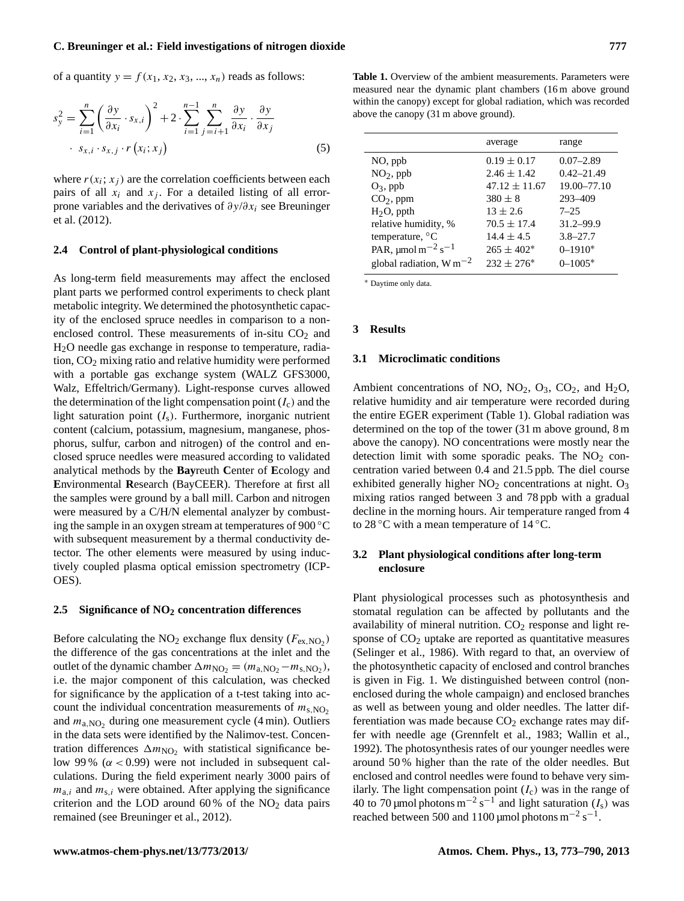of a quantity $y = f(x_1, x_2, x_3, ..., x_n)$ reads as follows:

$$s_y^2 = \sum_{i=1}^{n} \left( \frac{\partial y}{\partial x_i} \cdot s_{x,i} \right)^2 + 2 \cdot \sum_{i=1}^{n-1} \sum_{j=i+1}^{n} \frac{\partial y}{\partial x_i} \cdot \frac{\partial y}{\partial x_j} \cdot s_{x,i} \cdot s_{x,j} \cdot r\left(x_i; x_j\right) \tag{5}$$

where $r(x_i; x_j)$ are the correlation coefficients between each pairs of all $x_i$ and $x_j$. For a detailed listing of all error-prone variables and the derivatives of $\partial y/\partial x_i$ see Breuninger et al. (2012).

### 2.4 Control of plant-physiological conditions

As long-term field measurements may affect the enclosed plant parts we performed control experiments to check plant metabolic integrity. We determined the photosynthetic capacity of the enclosed spruce needles in comparison to a non-enclosed control. These measurements of in-situ $CO_2$ and $H_2O$ needle gas exchange in response to temperature, radiation, $CO_2$ mixing ratio and relative humidity were performed with a portable gas exchange system (WALZ GFS3000, Walz, Effeltrich/Germany). Light-response curves allowed the determination of the light compensation point ($I_c$) and the light saturation point ($I_s$). Furthermore, inorganic nutrient content (calcium, potassium, magnesium, manganese, phosphorus, sulfur, carbon and nitrogen) of the control and enclosed spruce needles were measured according to validated analytical methods by the **Bay**reuth **C**enter of **E**cology and **E**nvironmental **R**esearch (BayCEER). Therefore at first all the samples were ground by a ball mill. Carbon and nitrogen were measured by a C/H/N elemental analyzer by combusting the sample in an oxygen stream at temperatures of 900 °C with subsequent measurement by a thermal conductivity detector. The other elements were measured by using inductively coupled plasma optical emission spectrometry (ICP-OES).

### 2.5 Significance of $NO_2$ concentration differences

Before calculating the $NO_2$ exchange flux density ($F_{ex,NO_2}$) the difference of the gas concentrations at the inlet and the outlet of the dynamic chamber $\Delta m_{NO_2} = (m_{a,NO_2} - m_{s,NO_2})$, i.e. the major component of this calculation, was checked for significance by the application of a t-test taking into account the individual concentration measurements of $m_{s,NO_2}$ and $m_{a,NO_2}$ during one measurement cycle (4 min). Outliers in the data sets were identified by the Nalimov-test. Concentration differences $\Delta m_{NO_2}$ with statistical significance below 99 % ($\alpha < 0.99$) were not included in subsequent calculations. During the field experiment nearly 3000 pairs of $m_{a,i}$ and $m_{s,i}$ were obtained. After applying the significance criterion and the LOD around 60 % of the $NO_2$ data pairs remained (see Breuninger et al., 2012).

**Table 1.** Overview of the ambient measurements. Parameters were measured near the dynamic plant chambers (16 m above ground within the canopy) except for global radiation, which was recorded above the canopy (31 m above ground).

| | average | range |
|---|---|---|
| NO, ppb | $0.19 \pm 0.17$ | 0.07–2.89 |
| $NO_2$, ppb | $2.46 \pm 1.42$ | 0.42–21.49 |
| $O_3$, ppb | $47.12 \pm 11.67$ | 19.00–77.10 |
| $CO_2$, ppm | $380 \pm 8$ | 293–409 |
| $H_2O$, ppth | $13 \pm 2.6$ | 7–25 |
| relative humidity, % | $70.5 \pm 17.4$ | 31.2–99.9 |
| temperature, °C | $14.4 \pm 4.5$ | 3.8–27.7 |
| PAR, $\mu mol\,m^{-2}\,s^{-1}$ | $265 \pm 402$* | 0–1910* |
| global radiation, $W\,m^{-2}$ | $232 \pm 276$* | 0–1005* |

\* Daytime only data.

## 3 Results

### 3.1 Microclimatic conditions

Ambient concentrations of NO, $NO_2$, $O_3$, $CO_2$, and $H_2O$, relative humidity and air temperature were recorded during the entire EGER experiment (Table 1). Global radiation was determined on the top of the tower (31 m above ground, 8 m above the canopy). NO concentrations were mostly near the detection limit with some sporadic peaks. The $NO_2$ concentration varied between 0.4 and 21.5 ppb. The diel course exhibited generally higher $NO_2$ concentrations at night. $O_3$ mixing ratios ranged between 3 and 78 ppb with a gradual decline in the morning hours. Air temperature ranged from 4 to 28 °C with a mean temperature of 14 °C.

### 3.2 Plant physiological conditions after long-term enclosure

Plant physiological processes such as photosynthesis and stomatal regulation can be affected by pollutants and the availability of mineral nutrition. $CO_2$ response and light response of $CO_2$ uptake are reported as quantitative measures (Selinger et al., 1986). With regard to that, an overview of the photosynthetic capacity of enclosed and control branches is given in Fig. 1. We distinguished between control (non-enclosed during the whole campaign) and enclosed branches as well as between young and older needles. The latter differentiation was made because $CO_2$ exchange rates may differ with needle age (Grennfelt et al., 1983; Wallin et al., 1992). The photosynthesis rates of our younger needles were around 50 % higher than the rate of the older needles. But enclosed and control needles were found to behave very similarly. The light compensation point ($I_c$) was in the range of 40 to 70 $\mu mol$ photons $m^{-2}\,s^{-1}$ and light saturation ($I_s$) was reached between 500 and 1100 $\mu mol$ photons $m^{-2}\,s^{-1}$.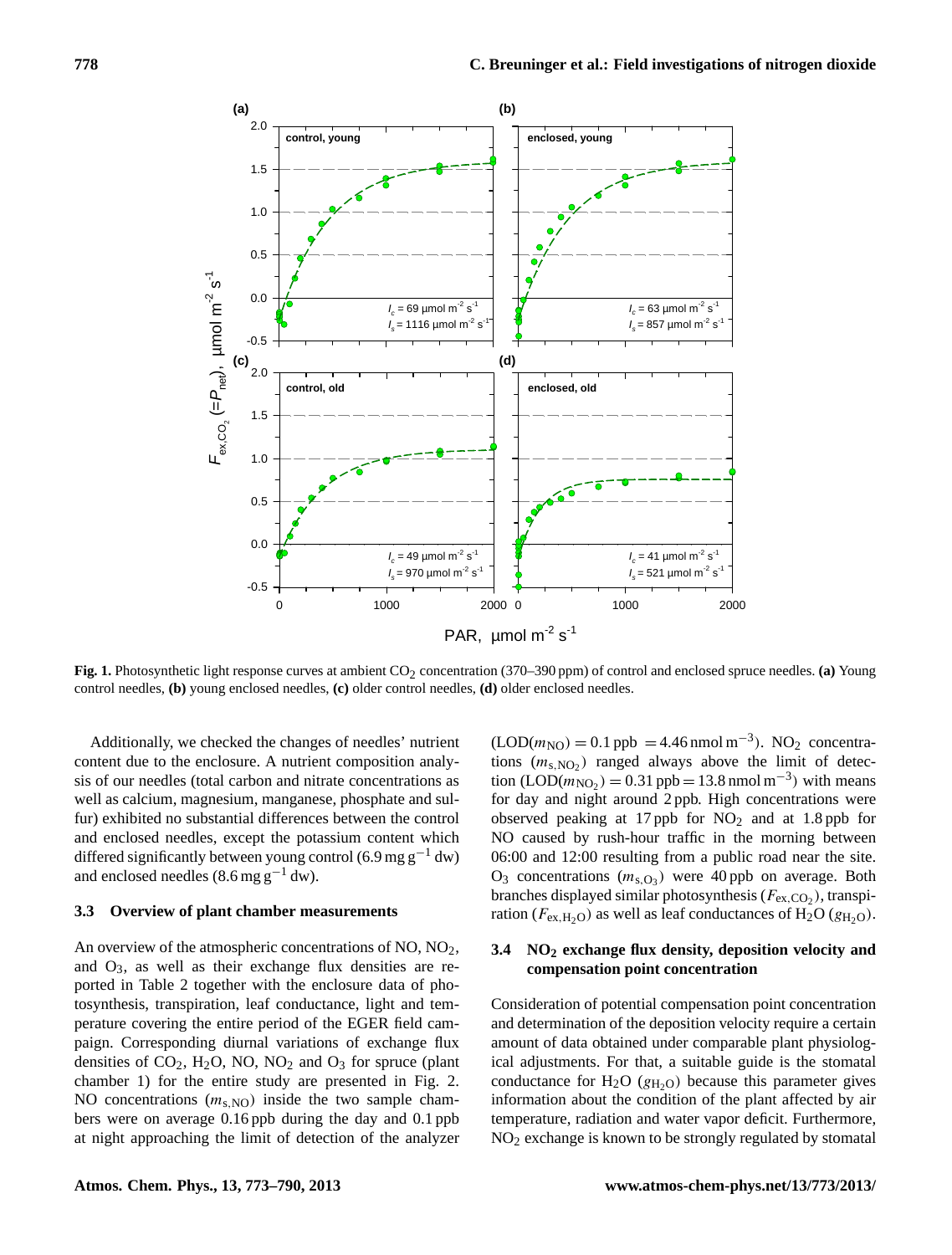Fig. 1. Photosynthetic light response curves at ambient $CO_2$ concentration (370–390 ppm) of control and enclosed spruce needles. **(a)** Young control needles, **(b)** young enclosed needles, **(c)** older control needles, **(d)** older enclosed needles.

Additionally, we checked the changes of needles' nutrient content due to the enclosure. A nutrient composition analysis of our needles (total carbon and nitrate concentrations as well as calcium, magnesium, manganese, phosphate and sulfur) exhibited no substantial differences between the control and enclosed needles, except the potassium content which differed significantly between young control ($6.9\,\mathrm{mg\,g^{-1}}$ dw) and enclosed needles ($8.6\,\mathrm{mg\,g^{-1}}$ dw).

### 3.3 Overview of plant chamber measurements

An overview of the atmospheric concentrations of NO, $NO_2$, and $O_3$, as well as their exchange flux densities are reported in Table 2 together with the enclosure data of photosynthesis, transpiration, leaf conductance, light and temperature covering the entire period of the EGER field campaign. Corresponding diurnal variations of exchange flux densities of $CO_2$, $H_2O$, NO, $NO_2$ and $O_3$ for spruce (plant chamber 1) for the entire study are presented in Fig. 2. NO concentrations ($m_{\mathrm{s,NO}}$) inside the two sample chambers were on average 0.16 ppb during the day and 0.1 ppb at night approaching the limit of detection of the analyzer ($\mathrm{LOD}(m_{\mathrm{NO}}) = 0.1\,\mathrm{ppb} = 4.46\,\mathrm{nmol\,m^{-3}}$). $NO_2$ concentrations ($m_{\mathrm{s,NO_2}}$) ranged always above the limit of detection ($\mathrm{LOD}(m_{\mathrm{NO_2}}) = 0.31\,\mathrm{ppb} = 13.8\,\mathrm{nmol\,m^{-3}}$) with means for day and night around 2 ppb. High concentrations were observed peaking at 17 ppb for $NO_2$ and at 1.8 ppb for NO caused by rush-hour traffic in the morning between 06:00 and 12:00 resulting from a public road near the site. $O_3$ concentrations ($m_{\mathrm{s,O_3}}$) were 40 ppb on average. Both branches displayed similar photosynthesis ($F_{\mathrm{ex,CO_2}}$), transpiration ($F_{\mathrm{ex,H_2O}}$) as well as leaf conductances of $H_2O$ ($g_{\mathrm{H_2O}}$).

### 3.4 $NO_2$ exchange flux density, deposition velocity and compensation point concentration

Consideration of potential compensation point concentration and determination of the deposition velocity require a certain amount of data obtained under comparable plant physiological adjustments. For that, a suitable guide is the stomatal conductance for $H_2O$ ($g_{\mathrm{H_2O}}$) because this parameter gives information about the condition of the plant affected by air temperature, radiation and water vapor deficit. Furthermore, $NO_2$ exchange is known to be strongly regulated by stomatal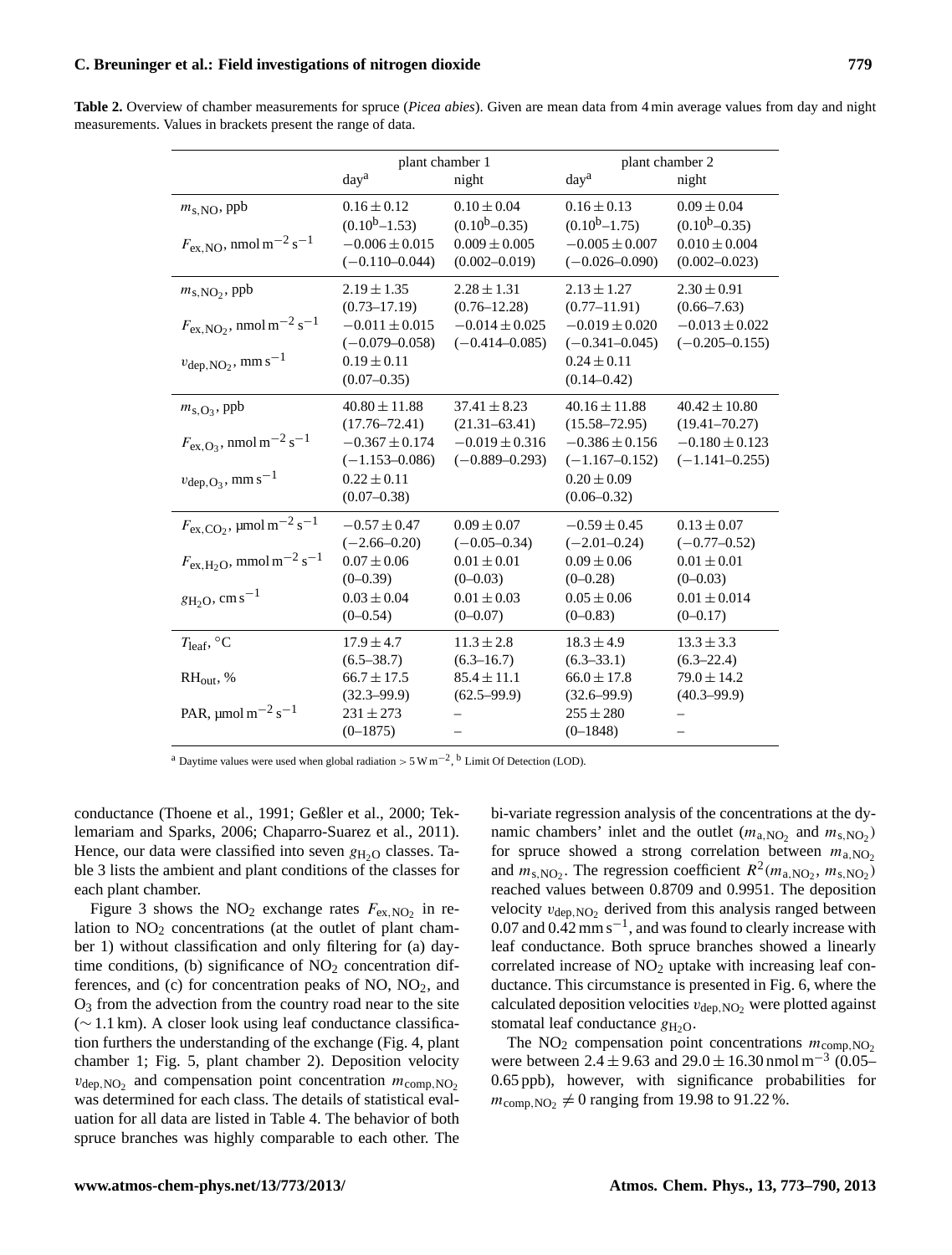**Table 2.** Overview of chamber measurements for spruce (*Picea abies*). Given are mean data from 4 min average values from day and night measurements. Values in brackets present the range of data.

| | plant chamber 1 | | plant chamber 2 | |
|---|---|---|---|---|
| | day[a] | night | day[a] | night |
| $m_{s,NO}$, ppb | $0.16 \pm 0.12$ | $0.10 \pm 0.04$ | $0.16 \pm 0.13$ | $0.09 \pm 0.04$ |
| | ($0.10^b$–1.53) | ($0.10^b$–0.35) | ($0.10^b$–1.75) | ($0.10^b$–0.35) |
| $F_{ex,NO}$, nmol $m^{-2}$ $s^{-1}$ | $-0.006 \pm 0.015$ | $0.009 \pm 0.005$ | $-0.005 \pm 0.007$ | $0.010 \pm 0.004$ |
| | (−0.110–0.044) | (0.002–0.019) | (−0.026–0.090) | (0.002–0.023) |
| $m_{s,NO_2}$, ppb | $2.19 \pm 1.35$ | $2.28 \pm 1.31$ | $2.13 \pm 1.27$ | $2.30 \pm 0.91$ |
| | (0.73–17.19) | (0.76–12.28) | (0.77–11.91) | (0.66–7.63) |
| $F_{ex,NO_2}$, nmol $m^{-2}$ $s^{-1}$ | $-0.011 \pm 0.015$ | $-0.014 \pm 0.025$ | $-0.019 \pm 0.020$ | $-0.013 \pm 0.022$ |
| | (−0.079–0.058) | (−0.414–0.085) | (−0.341–0.045) | (−0.205–0.155) |
| $v_{dep,NO_2}$, mm $s^{-1}$ | $0.19 \pm 0.11$ | | $0.24 \pm 0.11$ | |
| | (0.07–0.35) | | (0.14–0.42) | |
| $m_{s,O_3}$, ppb | $40.80 \pm 11.88$ | $37.41 \pm 8.23$ | $40.16 \pm 11.88$ | $40.42 \pm 10.80$ |
| | (17.76–72.41) | (21.31–63.41) | (15.58–72.95) | (19.41–70.27) |
| $F_{ex,O_3}$, nmol $m^{-2}$ $s^{-1}$ | $-0.367 \pm 0.174$ | $-0.019 \pm 0.316$ | $-0.386 \pm 0.156$ | $-0.180 \pm 0.123$ |
| | (−1.153–0.086) | (−0.889–0.293) | (−1.167–0.152) | (−1.141–0.255) |
| $v_{dep,O_3}$, mm $s^{-1}$ | $0.22 \pm 0.11$ | | $0.20 \pm 0.09$ | |
| | (0.07–0.38) | | (0.06–0.32) | |
| $F_{ex,CO_2}$, µmol $m^{-2}$ $s^{-1}$ | $-0.57 \pm 0.47$ | $0.09 \pm 0.07$ | $-0.59 \pm 0.45$ | $0.13 \pm 0.07$ |
| | (−2.66–0.20) | (−0.05–0.34) | (−2.01–0.24) | (−0.77–0.52) |
| $F_{ex,H_2O}$, mmol $m^{-2}$ $s^{-1}$ | $0.07 \pm 0.06$ | $0.01 \pm 0.01$ | $0.09 \pm 0.06$ | $0.01 \pm 0.01$ |
| | (0–0.39) | (0–0.03) | (0–0.28) | (0–0.03) |
| $g_{H_2O}$, cm $s^{-1}$ | $0.03 \pm 0.04$ | $0.01 \pm 0.03$ | $0.05 \pm 0.06$ | $0.01 \pm 0.014$ |
| | (0–0.54) | (0–0.07) | (0–0.83) | (0–0.17) |
| $T_{leaf}$, °C | $17.9 \pm 4.7$ | $11.3 \pm 2.8$ | $18.3 \pm 4.9$ | $13.3 \pm 3.3$ |
| | (6.5–38.7) | (6.3–16.7) | (6.3–33.1) | (6.3–22.4) |
| $RH_{out}$, % | $66.7 \pm 17.5$ | $85.4 \pm 11.1$ | $66.0 \pm 17.8$ | $79.0 \pm 14.2$ |
| | (32.3–99.9) | (62.5–99.9) | (32.6–99.9) | (40.3–99.9) |
| PAR, µmol $m^{-2}$ $s^{-1}$ | $231 \pm 273$ | – | $255 \pm 280$ | – |
| | (0–1875) | – | (0–1848) | – |

[a] Daytime values were used when global radiation $> 5$ W $m^{-2}$, [b] Limit Of Detection (LOD).

conductance (Thoene et al., 1991; Geßler et al., 2000; Teklemariam and Sparks, 2006; Chaparro-Suarez et al., 2011). Hence, our data were classified into seven $g_{H_2O}$ classes. Table 3 lists the ambient and plant conditions of the classes for each plant chamber.

Figure 3 shows the $NO_2$ exchange rates $F_{ex,NO_2}$ in relation to $NO_2$ concentrations (at the outlet of plant chamber 1) without classification and only filtering for (a) daytime conditions, (b) significance of $NO_2$ concentration differences, and (c) for concentration peaks of NO, $NO_2$, and $O_3$ from the advection from the country road near to the site (∼ 1.1 km). A closer look using leaf conductance classification furthers the understanding of the exchange (Fig. 4, plant chamber 1; Fig. 5, plant chamber 2). Deposition velocity $v_{dep,NO_2}$ and compensation point concentration $m_{comp,NO_2}$ was determined for each class. The details of statistical evaluation for all data are listed in Table 4. The behavior of both spruce branches was highly comparable to each other. The bi-variate regression analysis of the concentrations at the dynamic chambers' inlet and the outlet ($m_{a,NO_2}$ and $m_{s,NO_2}$) for spruce showed a strong correlation between $m_{a,NO_2}$ and $m_{s,NO_2}$. The regression coefficient $R^2(m_{a,NO_2}, m_{s,NO_2})$ reached values between 0.8709 and 0.9951. The deposition velocity $v_{dep,NO_2}$ derived from this analysis ranged between 0.07 and 0.42 mm $s^{-1}$, and was found to clearly increase with leaf conductance. Both spruce branches showed a linearly correlated increase of $NO_2$ uptake with increasing leaf conductance. This circumstance is presented in Fig. 6, where the calculated deposition velocities $v_{dep,NO_2}$ were plotted against stomatal leaf conductance $g_{H_2O}$.

The $NO_2$ compensation point concentrations $m_{comp,NO_2}$ were between $2.4 \pm 9.63$ and $29.0 \pm 16.30$ nmol $m^{-3}$ (0.05–0.65 ppb), however, with significance probabilities for $m_{comp,NO_2} \neq 0$ ranging from 19.98 to 91.22 %.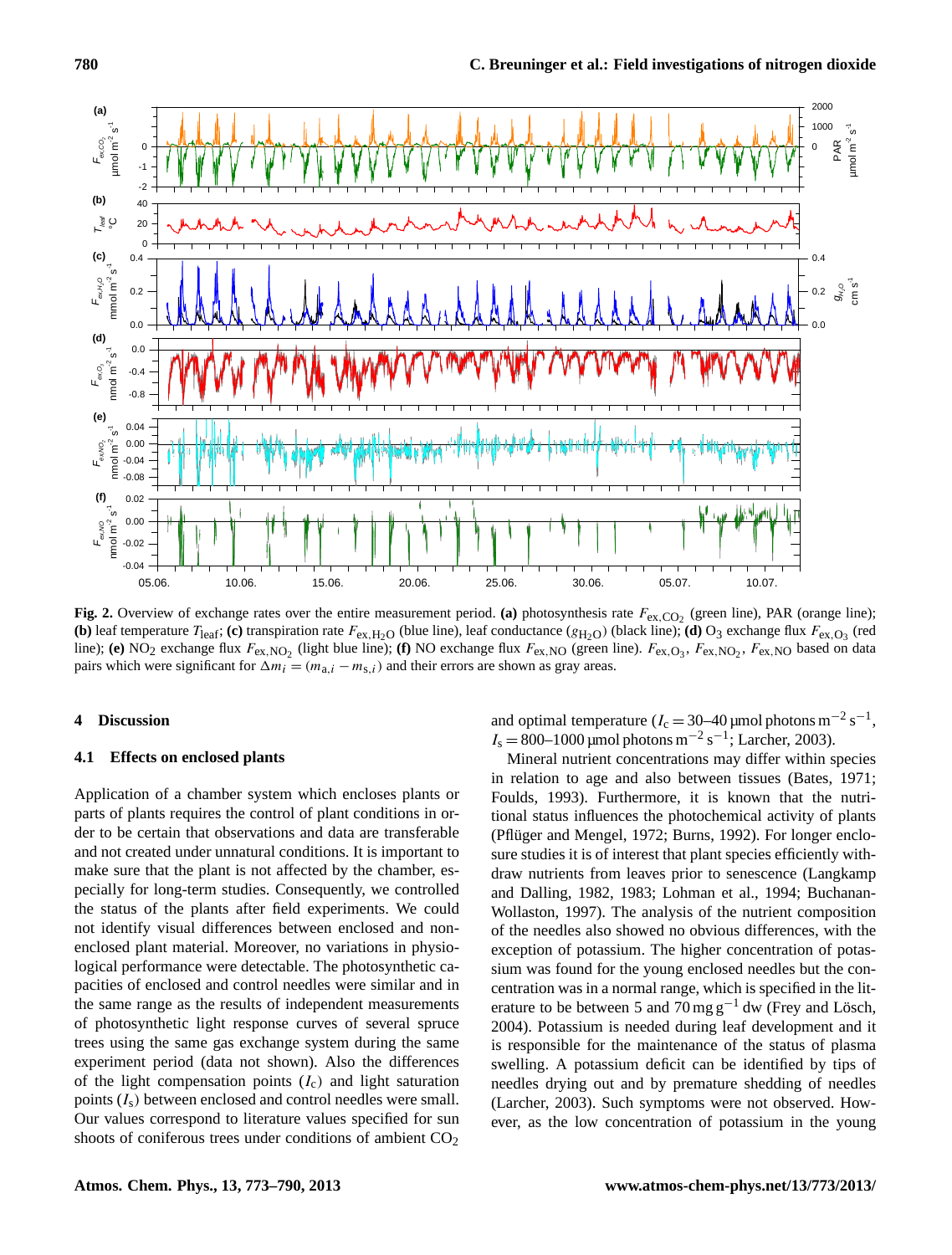**Fig. 2.** Overview of exchange rates over the entire measurement period. **(a)** photosynthesis rate $F_{ex,CO_2}$ (green line), PAR (orange line); **(b)** leaf temperature $T_{leaf}$; **(c)** transpiration rate $F_{ex,H_2O}$ (blue line), leaf conductance ($g_{H_2O}$) (black line); **(d)** $O_3$ exchange flux $F_{ex,O_3}$ (red line); **(e)** $NO_2$ exchange flux $F_{ex,NO_2}$ (light blue line); **(f)** NO exchange flux $F_{ex,NO}$ (green line). $F_{ex,O_3}$, $F_{ex,NO_2}$, $F_{ex,NO}$ based on data pairs which were significant for $\Delta m_i = (m_{a,i} - m_{s,i})$ and their errors are shown as gray areas.

## 4 Discussion

### 4.1 Effects on enclosed plants

Application of a chamber system which encloses plants or parts of plants requires the control of plant conditions in order to be certain that observations and data are transferable and not created under unnatural conditions. It is important to make sure that the plant is not affected by the chamber, especially for long-term studies. Consequently, we controlled the status of the plants after field experiments. We could not identify visual differences between enclosed and non-enclosed plant material. Moreover, no variations in physiological performance were detectable. The photosynthetic capacities of enclosed and control needles were similar and in the same range as the results of independent measurements of photosynthetic light response curves of several spruce trees using the same gas exchange system during the same experiment period (data not shown). Also the differences of the light compensation points ($I_c$) and light saturation points ($I_s$) between enclosed and control needles were small. Our values correspond to literature values specified for sun shoots of coniferous trees under conditions of ambient $CO_2$ and optimal temperature ($I_c = 30$–$40\,\mu$mol photons $m^{-2}\,s^{-1}$, $I_s = 800$–$1000\,\mu$mol photons $m^{-2}\,s^{-1}$; Larcher, 2003).

Mineral nutrient concentrations may differ within species in relation to age and also between tissues (Bates, 1971; Foulds, 1993). Furthermore, it is known that the nutritional status influences the photochemical activity of plants (Pflüger and Mengel, 1972; Burns, 1992). For longer enclosure studies it is of interest that plant species efficiently withdraw nutrients from leaves prior to senescence (Langkamp and Dalling, 1982, 1983; Lohman et al., 1994; Buchanan-Wollaston, 1997). The analysis of the nutrient composition of the needles also showed no obvious differences, with the exception of potassium. The higher concentration of potassium was found for the young enclosed needles but the concentration was in a normal range, which is specified in the literature to be between 5 and $70\,mg\,g^{-1}$ dw (Frey and Lösch, 2004). Potassium is needed during leaf development and it is responsible for the maintenance of the status of plasma swelling. A potassium deficit can be identified by tips of needles drying out and by premature shedding of needles (Larcher, 2003). Such symptoms were not observed. However, as the low concentration of potassium in the young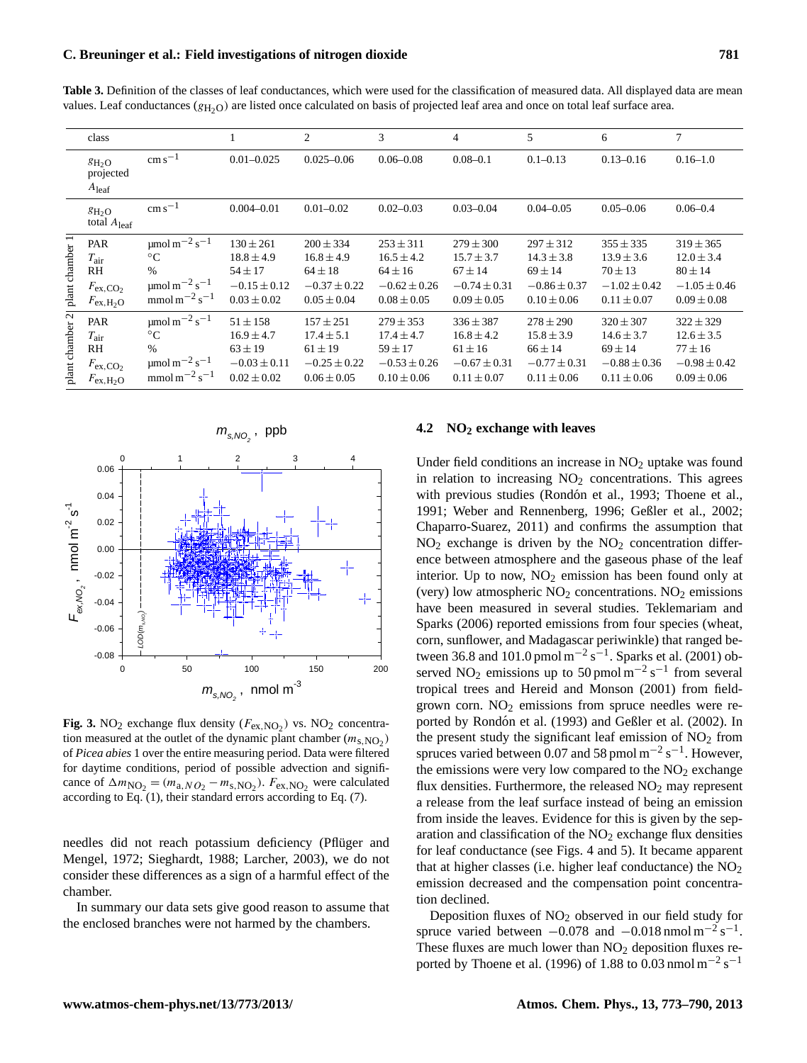**Table 3.** Definition of the classes of leaf conductances, which were used for the classification of measured data. All displayed data are mean values. Leaf conductances ($g_{H_2O}$) are listed once calculated on basis of projected leaf area and once on total leaf surface area.

| | class | | 1 | 2 | 3 | 4 | 5 | 6 | 7 |
|---|---|---|---|---|---|---|---|---|---|
| | $g_{H_2O}$ projected $A_{leaf}$ | $cm\,s^{-1}$ | 0.01–0.025 | 0.025–0.06 | 0.06–0.08 | 0.08–0.1 | 0.1–0.13 | 0.13–0.16 | 0.16–1.0 |
| | $g_{H_2O}$ total $A_{leaf}$ | $cm\,s^{-1}$ | 0.004–0.01 | 0.01–0.02 | 0.02–0.03 | 0.03–0.04 | 0.04–0.05 | 0.05–0.06 | 0.06–0.4 |
| plant chamber 1 | PAR | $\mu mol\,m^{-2}\,s^{-1}$ | $130 \pm 261$ | $200 \pm 334$ | $253 \pm 311$ | $279 \pm 300$ | $297 \pm 312$ | $355 \pm 335$ | $319 \pm 365$ |
| | $T_{air}$ | °C | $18.8 \pm 4.9$ | $16.8 \pm 4.9$ | $16.5 \pm 4.2$ | $15.7 \pm 3.7$ | $14.3 \pm 3.8$ | $13.9 \pm 3.6$ | $12.0 \pm 3.4$ |
| | RH | % | $54 \pm 17$ | $64 \pm 18$ | $64 \pm 16$ | $67 \pm 14$ | $69 \pm 14$ | $70 \pm 13$ | $80 \pm 14$ |
| | $F_{ex,CO_2}$ | $\mu mol\,m^{-2}\,s^{-1}$ | $-0.15 \pm 0.12$ | $-0.37 \pm 0.22$ | $-0.62 \pm 0.26$ | $-0.74 \pm 0.31$ | $-0.86 \pm 0.37$ | $-1.02 \pm 0.42$ | $-1.05 \pm 0.46$ |
| | $F_{ex,H_2O}$ | $mmol\,m^{-2}\,s^{-1}$ | $0.03 \pm 0.02$ | $0.05 \pm 0.04$ | $0.08 \pm 0.05$ | $0.09 \pm 0.05$ | $0.10 \pm 0.06$ | $0.11 \pm 0.07$ | $0.09 \pm 0.08$ |
| plant chamber 2 | PAR | $\mu mol\,m^{-2}\,s^{-1}$ | $51 \pm 158$ | $157 \pm 251$ | $279 \pm 353$ | $336 \pm 387$ | $278 \pm 290$ | $320 \pm 307$ | $322 \pm 329$ |
| | $T_{air}$ | °C | $16.9 \pm 4.7$ | $17.4 \pm 5.1$ | $17.4 \pm 4.7$ | $16.8 \pm 4.2$ | $15.8 \pm 3.9$ | $14.6 \pm 3.7$ | $12.6 \pm 3.5$ |
| | RH | % | $63 \pm 19$ | $61 \pm 19$ | $59 \pm 17$ | $61 \pm 16$ | $66 \pm 14$ | $69 \pm 14$ | $77 \pm 16$ |
| | $F_{ex,CO_2}$ | $\mu mol\,m^{-2}\,s^{-1}$ | $-0.03 \pm 0.11$ | $-0.25 \pm 0.22$ | $-0.53 \pm 0.26$ | $-0.67 \pm 0.31$ | $-0.77 \pm 0.31$ | $-0.88 \pm 0.36$ | $-0.98 \pm 0.42$ |
| | $F_{ex,H_2O}$ | $mmol\,m^{-2}\,s^{-1}$ | $0.02 \pm 0.02$ | $0.06 \pm 0.05$ | $0.10 \pm 0.06$ | $0.11 \pm 0.07$ | $0.11 \pm 0.06$ | $0.11 \pm 0.06$ | $0.09 \pm 0.06$ |

**Fig. 3.** $NO_2$ exchange flux density ($F_{ex,NO_2}$) vs. $NO_2$ concentration measured at the outlet of the dynamic plant chamber ($m_{s,NO_2}$) of *Picea abies* 1 over the entire measuring period. Data were filtered for daytime conditions, period of possible advection and significance of $\Delta m_{NO_2} = (m_{a,NO_2} - m_{s,NO_2})$. $F_{ex,NO_2}$ were calculated according to Eq. (1), their standard errors according to Eq. (7).

needles did not reach potassium deficiency (Pflüger and Mengel, 1972; Sieghardt, 1988; Larcher, 2003), we do not consider these differences as a sign of a harmful effect of the chamber.

In summary our data sets give good reason to assume that the enclosed branches were not harmed by the chambers.

### 4.2 $NO_2$ exchange with leaves

Under field conditions an increase in $NO_2$ uptake was found in relation to increasing $NO_2$ concentrations. This agrees with previous studies (Rondón et al., 1993; Thoene et al., 1991; Weber and Rennenberg, 1996; Geßler et al., 2002; Chaparro-Suarez, 2011) and confirms the assumption that $NO_2$ exchange is driven by the $NO_2$ concentration difference between atmosphere and the gaseous phase of the leaf interior. Up to now, $NO_2$ emission has been found only at (very) low atmospheric $NO_2$ concentrations. $NO_2$ emissions have been measured in several studies. Teklemariam and Sparks (2006) reported emissions from four species (wheat, corn, sunflower, and Madagascar periwinkle) that ranged between 36.8 and 101.0 $pmol\,m^{-2}\,s^{-1}$. Sparks et al. (2001) observed $NO_2$ emissions up to 50 $pmol\,m^{-2}\,s^{-1}$ from several tropical trees and Hereid and Monson (2001) from field-grown corn. $NO_2$ emissions from spruce needles were reported by Rondón et al. (1993) and Geßler et al. (2002). In the present study the significant leaf emission of $NO_2$ from spruces varied between 0.07 and 58 $pmol\,m^{-2}\,s^{-1}$. However, the emissions were very low compared to the $NO_2$ exchange flux densities. Furthermore, the released $NO_2$ may represent a release from the leaf surface instead of being an emission from inside the leaves. Evidence for this is given by the separation and classification of the $NO_2$ exchange flux densities for leaf conductance (see Figs. 4 and 5). It became apparent that at higher classes (i.e. higher leaf conductance) the $NO_2$ emission decreased and the compensation point concentration declined.

Deposition fluxes of $NO_2$ observed in our field study for spruce varied between $-0.078$ and $-0.018$ $nmol\,m^{-2}\,s^{-1}$. These fluxes are much lower than $NO_2$ deposition fluxes reported by Thoene et al. (1996) of 1.88 to 0.03 $nmol\,m^{-2}\,s^{-1}$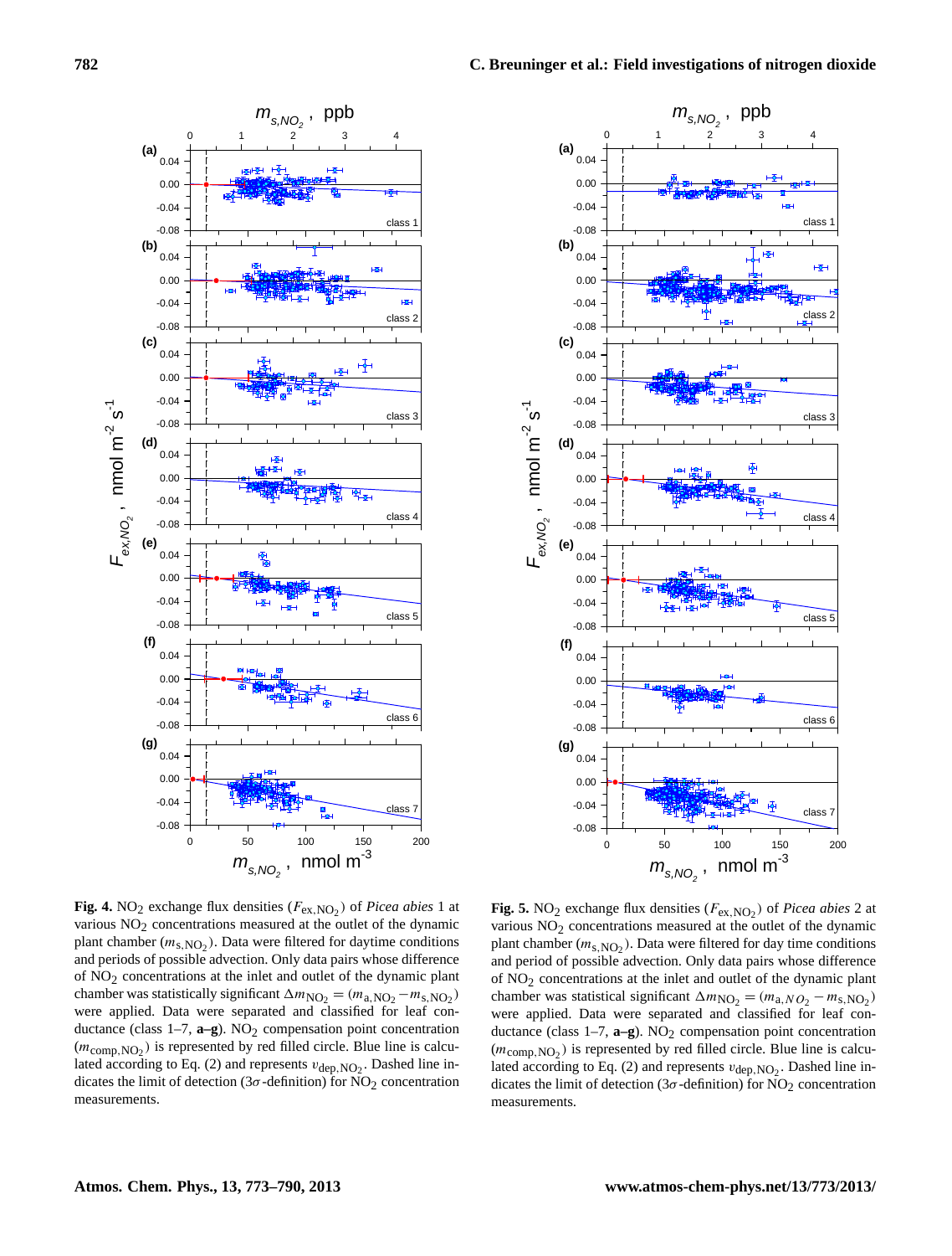**Fig. 4.** $NO_2$ exchange flux densities ($F_{ex,NO_2}$) of *Picea abies* 1 at various $NO_2$ concentrations measured at the outlet of the dynamic plant chamber ($m_{s,NO_2}$). Data were filtered for daytime conditions and periods of possible advection. Only data pairs whose difference of $NO_2$ concentrations at the inlet and outlet of the dynamic plant chamber was statistically significant $\Delta m_{NO_2} = (m_{a,NO_2} - m_{s,NO_2})$ were applied. Data were separated and classified for leaf conductance (class 1–7, **a–g**). $NO_2$ compensation point concentration ($m_{comp,NO_2}$) is represented by red filled circle. Blue line is calculated according to Eq. (2) and represents $v_{dep,NO_2}$. Dashed line indicates the limit of detection ($3\sigma$-definition) for $NO_2$ concentration measurements.

**Fig. 5.** $NO_2$ exchange flux densities ($F_{ex,NO_2}$) of *Picea abies* 2 at various $NO_2$ concentrations measured at the outlet of the dynamic plant chamber ($m_{s,NO_2}$). Data were filtered for day time conditions and period of possible advection. Only data pairs whose difference of $NO_2$ concentrations at the inlet and outlet of the dynamic plant chamber was statistical significant $\Delta m_{NO_2} = (m_{a,NO_2} - m_{s,NO_2})$ were applied. Data were separated and classified for leaf conductance (class 1–7, **a–g**). $NO_2$ compensation point concentration ($m_{comp,NO_2}$) is represented by red filled circle. Blue line is calculated according to Eq. (2) and represents $v_{dep,NO_2}$. Dashed line indicates the limit of detection ($3\sigma$-definition) for $NO_2$ concentration measurements.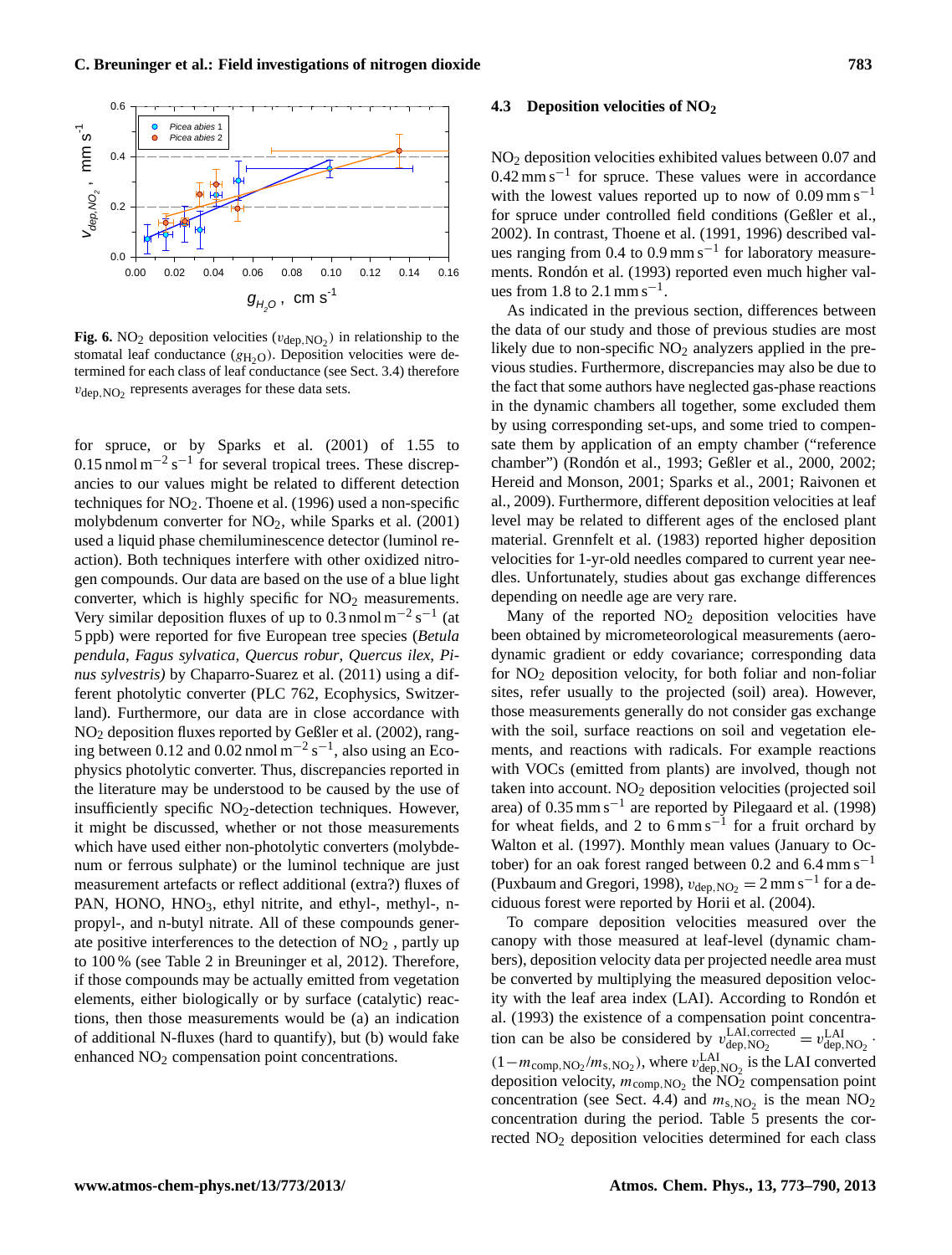**Fig. 6.** $NO_2$ deposition velocities ($v_{dep,NO_2}$) in relationship to the stomatal leaf conductance ($g_{H_2O}$). Deposition velocities were determined for each class of leaf conductance (see Sect. 3.4) therefore $v_{dep,NO_2}$ represents averages for these data sets.

for spruce, or by Sparks et al. (2001) of 1.55 to $0.15\,\mathrm{nmol\,m^{-2}\,s^{-1}}$ for several tropical trees. These discrepancies to our values might be related to different detection techniques for $NO_2$. Thoene et al. (1996) used a non-specific molybdenum converter for $NO_2$, while Sparks et al. (2001) used a liquid phase chemiluminescence detector (luminol reaction). Both techniques interfere with other oxidized nitrogen compounds. Our data are based on the use of a blue light converter, which is highly specific for $NO_2$ measurements. Very similar deposition fluxes of up to $0.3\,\mathrm{nmol\,m^{-2}\,s^{-1}}$ (at 5 ppb) were reported for five European tree species (*Betula pendula*, *Fagus sylvatica*, *Quercus robur*, *Quercus ilex*, *Pinus sylvestris)* by Chaparro-Suarez et al. (2011) using a different photolytic converter (PLC 762, Ecophysics, Switzerland). Furthermore, our data are in close accordance with $NO_2$ deposition fluxes reported by Geßler et al. (2002), ranging between 0.12 and $0.02\,\mathrm{nmol\,m^{-2}\,s^{-1}}$, also using an Ecophysics photolytic converter. Thus, discrepancies reported in the literature may be understood to be caused by the use of insufficiently specific $NO_2$-detection techniques. However, it might be discussed, whether or not those measurements which have used either non-photolytic converters (molybdenum or ferrous sulphate) or the luminol technique are just measurement artefacts or reflect additional (extra?) fluxes of PAN, HONO, $HNO_3$, ethyl nitrite, and ethyl-, methyl-, n-propyl-, and n-butyl nitrate. All of these compounds generate positive interferences to the detection of $NO_2$ , partly up to 100 % (see Table 2 in Breuninger et al, 2012). Therefore, if those compounds may be actually emitted from vegetation elements, either biologically or by surface (catalytic) reactions, then those measurements would be (a) an indication of additional N-fluxes (hard to quantify), but (b) would fake enhanced $NO_2$ compensation point concentrations.

### 4.3 Deposition velocities of $NO_2$

$NO_2$ deposition velocities exhibited values between 0.07 and $0.42\,\mathrm{mm\,s^{-1}}$ for spruce. These values were in accordance with the lowest values reported up to now of $0.09\,\mathrm{mm\,s^{-1}}$ for spruce under controlled field conditions (Geßler et al., 2002). In contrast, Thoene et al. (1991, 1996) described values ranging from 0.4 to $0.9\,\mathrm{mm\,s^{-1}}$ for laboratory measurements. Rondón et al. (1993) reported even much higher values from 1.8 to $2.1\,\mathrm{mm\,s^{-1}}$.

As indicated in the previous section, differences between the data of our study and those of previous studies are most likely due to non-specific $NO_2$ analyzers applied in the previous studies. Furthermore, discrepancies may also be due to the fact that some authors have neglected gas-phase reactions in the dynamic chambers all together, some excluded them by using corresponding set-ups, and some tried to compensate them by application of an empty chamber ("reference chamber") (Rondón et al., 1993; Geßler et al., 2000, 2002; Hereid and Monson, 2001; Sparks et al., 2001; Raivonen et al., 2009). Furthermore, different deposition velocities at leaf level may be related to different ages of the enclosed plant material. Grennfelt et al. (1983) reported higher deposition velocities for 1-yr-old needles compared to current year needles. Unfortunately, studies about gas exchange differences depending on needle age are very rare.

Many of the reported $NO_2$ deposition velocities have been obtained by micrometeorological measurements (aerodynamic gradient or eddy covariance; corresponding data for $NO_2$ deposition velocity, for both foliar and non-foliar sites, refer usually to the projected (soil) area). However, those measurements generally do not consider gas exchange with the soil, surface reactions on soil and vegetation elements, and reactions with radicals. For example reactions with VOCs (emitted from plants) are involved, though not taken into account. $NO_2$ deposition velocities (projected soil area) of $0.35\,\mathrm{mm\,s^{-1}}$ are reported by Pilegaard et al. (1998) for wheat fields, and 2 to $6\,\mathrm{mm\,s^{-1}}$ for a fruit orchard by Walton et al. (1997). Monthly mean values (January to October) for an oak forest ranged between 0.2 and $6.4\,\mathrm{mm\,s^{-1}}$ (Puxbaum and Gregori, 1998), $v_{dep,NO_2} = 2\,\mathrm{mm\,s^{-1}}$ for a deciduous forest were reported by Horii et al. (2004).

To compare deposition velocities measured over the canopy with those measured at leaf-level (dynamic chambers), deposition velocity data per projected needle area must be converted by multiplying the measured deposition velocity with the leaf area index (LAI). According to Rondón et al. (1993) the existence of a compensation point concentration can be also be considered by $v_{dep,NO_2}^{LAI,corrected} = v_{dep,NO_2}^{LAI} \cdot (1 - m_{comp,NO_2}/m_{s,NO_2})$, where $v_{dep,NO_2}^{LAI}$ is the LAI converted deposition velocity, $m_{comp,NO_2}$ the $NO_2$ compensation point concentration (see Sect. 4.4) and $m_{s,NO_2}$ is the mean $NO_2$ concentration during the period. Table 5 presents the corrected $NO_2$ deposition velocities determined for each class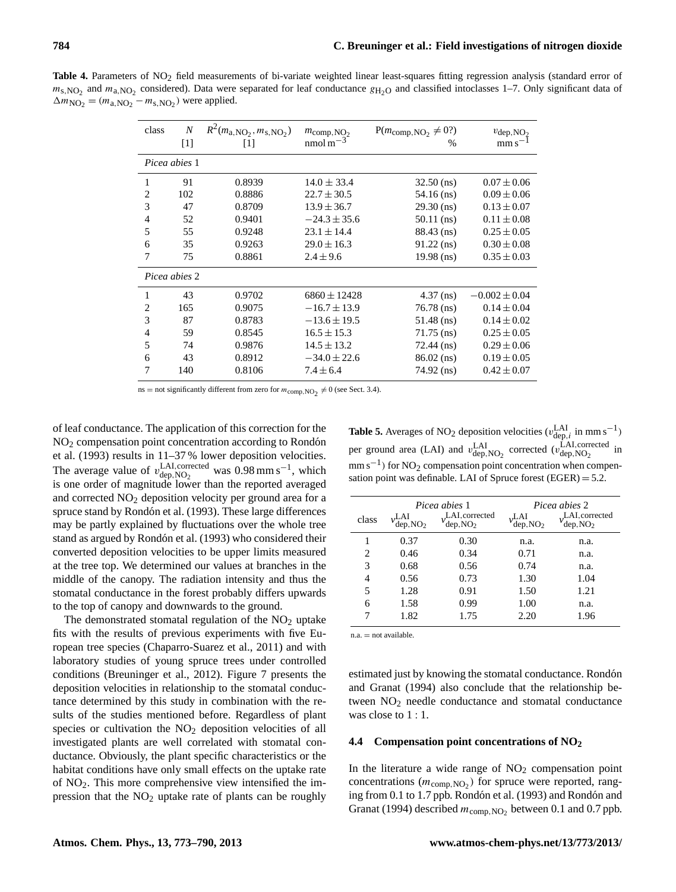**Table 4.** Parameters of $NO_2$ field measurements of bi-variate weighted linear least-squares fitting regression analysis (standard error of $m_{s,NO_2}$ and $m_{a,NO_2}$ considered). Data were separated for leaf conductance $g_{H_2O}$ and classified intoclasses 1–7. Only significant data of $\Delta m_{NO_2} = (m_{a,NO_2} - m_{s,NO_2})$ were applied.

| class | $N$ [1] | $R^2(m_{a,NO_2}, m_{s,NO_2})$ [1] | $m_{comp,NO_2}$ nmol m$^{-3}$ | P($m_{comp,NO_2} \neq 0$?) % | $v_{dep,NO_2}$ mm s$^{-1}$ |
|---|---|---|---|---|---|
| *Picea abies* 1 | | | | | |
| 1 | 91 | 0.8939 | $14.0 \pm 33.4$ | 32.50 (ns) | $0.07 \pm 0.06$ |
| 2 | 102 | 0.8886 | $22.7 \pm 30.5$ | 54.16 (ns) | $0.09 \pm 0.06$ |
| 3 | 47 | 0.8709 | $13.9 \pm 36.7$ | 29.30 (ns) | $0.13 \pm 0.07$ |
| 4 | 52 | 0.9401 | $-24.3 \pm 35.6$ | 50.11 (ns) | $0.11 \pm 0.08$ |
| 5 | 55 | 0.9248 | $23.1 \pm 14.4$ | 88.43 (ns) | $0.25 \pm 0.05$ |
| 6 | 35 | 0.9263 | $29.0 \pm 16.3$ | 91.22 (ns) | $0.30 \pm 0.08$ |
| 7 | 75 | 0.8861 | $2.4 \pm 9.6$ | 19.98 (ns) | $0.35 \pm 0.03$ |
| *Picea abies* 2 | | | | | |
| 1 | 43 | 0.9702 | $6860 \pm 12428$ | 4.37 (ns) | $-0.002 \pm 0.04$ |
| 2 | 165 | 0.9075 | $-16.7 \pm 13.9$ | 76.78 (ns) | $0.14 \pm 0.04$ |
| 3 | 87 | 0.8783 | $-13.6 \pm 19.5$ | 51.48 (ns) | $0.14 \pm 0.02$ |
| 4 | 59 | 0.8545 | $16.5 \pm 15.3$ | 71.75 (ns) | $0.25 \pm 0.05$ |
| 5 | 74 | 0.9876 | $14.5 \pm 13.2$ | 72.44 (ns) | $0.29 \pm 0.06$ |
| 6 | 43 | 0.8912 | $-34.0 \pm 22.6$ | 86.02 (ns) | $0.19 \pm 0.05$ |
| 7 | 140 | 0.8106 | $7.4 \pm 6.4$ | 74.92 (ns) | $0.42 \pm 0.07$ |

ns = not significantly different from zero for $m_{comp,NO_2} \neq 0$ (see Sect. 3.4).

of leaf conductance. The application of this correction for the $NO_2$ compensation point concentration according to Rondón et al. (1993) results in 11–37 % lower deposition velocities. The average value of $v_{dep,NO_2}^{LAI,corrected}$ was 0.98 mm s$^{-1}$, which is one order of magnitude lower than the reported averaged and corrected $NO_2$ deposition velocity per ground area for a spruce stand by Rondón et al. (1993). These large differences may be partly explained by fluctuations over the whole tree stand as argued by Rondón et al. (1993) who considered their converted deposition velocities to be upper limits measured at the tree top. We determined our values at branches in the middle of the canopy. The radiation intensity and thus the stomatal conductance in the forest probably differs upwards to the top of canopy and downwards to the ground.

The demonstrated stomatal regulation of the $NO_2$ uptake fits with the results of previous experiments with five European tree species (Chaparro-Suarez et al., 2011) and with laboratory studies of young spruce trees under controlled conditions (Breuninger et al., 2012). Figure 7 presents the deposition velocities in relationship to the stomatal conductance determined by this study in combination with the results of the studies mentioned before. Regardless of plant species or cultivation the $NO_2$ deposition velocities of all investigated plants are well correlated with stomatal conductance. Obviously, the plant specific characteristics or the habitat conditions have only small effects on the uptake rate of $NO_2$. This more comprehensive view intensified the impression that the $NO_2$ uptake rate of plants can be roughly

**Table 5.** Averages of $NO_2$ deposition velocities ($v_{dep,i}^{LAI}$ in mm s$^{-1}$) per ground area (LAI) and $v_{dep,NO_2}^{LAI}$ corrected ($v_{dep,NO_2}^{LAI,corrected}$ in mm s$^{-1}$) for $NO_2$ compensation point concentration when compensation point was definable. LAI of Spruce forest (EGER) = 5.2.

| | *Picea abies* 1 | | *Picea abies* 2 | |
|---|---|---|---|---|
| class | $v_{dep,NO_2}^{LAI}$ | $v_{dep,NO_2}^{LAI,corrected}$ | $v_{dep,NO_2}^{LAI}$ | $v_{dep,NO_2}^{LAI,corrected}$ |
| 1 | 0.37 | 0.30 | n.a. | n.a. |
| 2 | 0.46 | 0.34 | 0.71 | n.a. |
| 3 | 0.68 | 0.56 | 0.74 | n.a. |
| 4 | 0.56 | 0.73 | 1.30 | 1.04 |
| 5 | 1.28 | 0.91 | 1.50 | 1.21 |
| 6 | 1.58 | 0.99 | 1.00 | n.a. |
| 7 | 1.82 | 1.75 | 2.20 | 1.96 |

n.a. = not available.

estimated just by knowing the stomatal conductance. Rondón and Granat (1994) also conclude that the relationship between $NO_2$ needle conductance and stomatal conductance was close to 1 : 1.

### 4.4 Compensation point concentrations of $NO_2$

In the literature a wide range of $NO_2$ compensation point concentrations ($m_{comp,NO_2}$) for spruce were reported, ranging from 0.1 to 1.7 ppb. Rondón et al. (1993) and Rondón and Granat (1994) described $m_{comp,NO_2}$ between 0.1 and 0.7 ppb.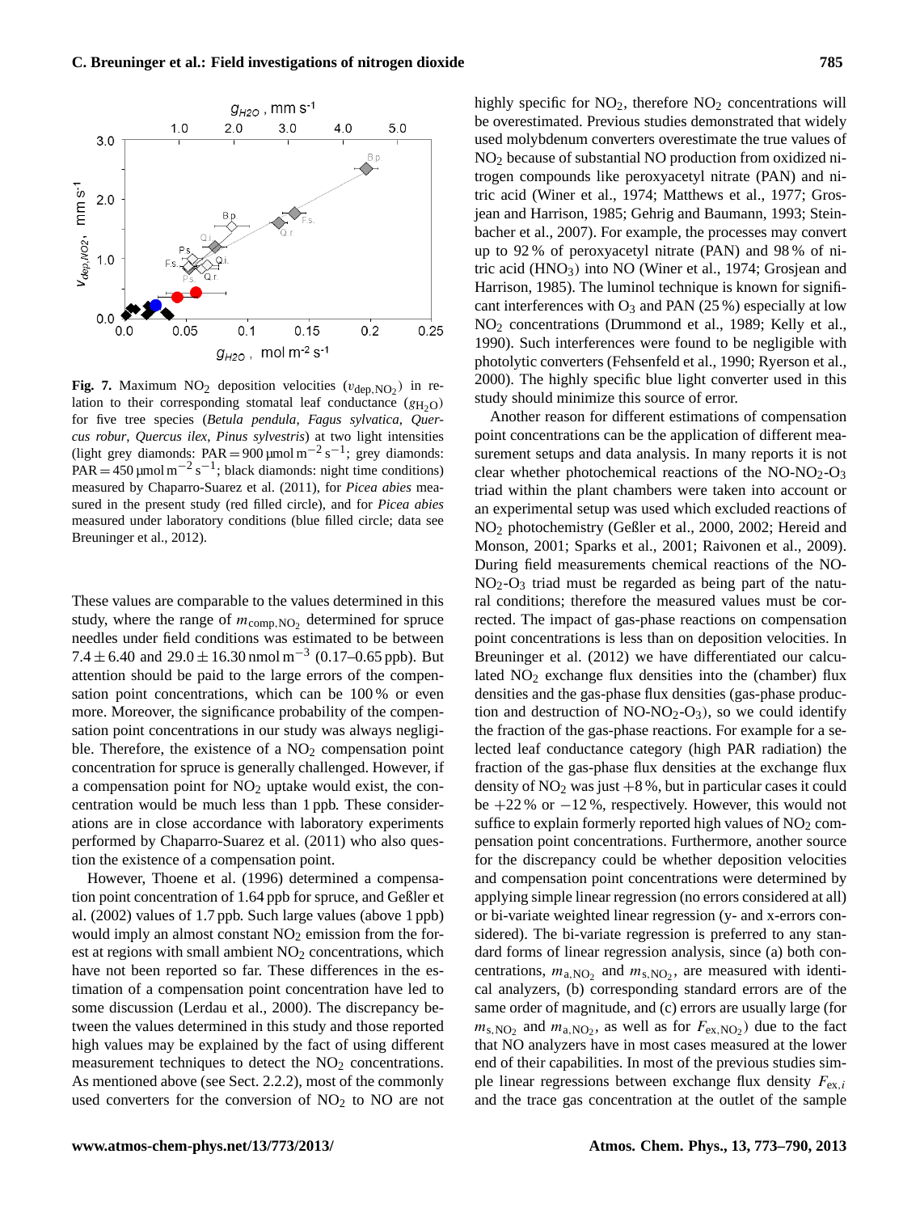**Fig. 7.** Maximum $NO_2$ deposition velocities ($v_{dep,NO_2}$) in relation to their corresponding stomatal leaf conductance ($g_{H_2O}$) for five tree species (*Betula pendula*, *Fagus sylvatica*, *Quercus robur*, *Quercus ilex*, *Pinus sylvestris*) at two light intensities (light grey diamonds: PAR = 900 µmol $m^{-2}$ $s^{-1}$; grey diamonds: PAR = 450 µmol $m^{-2}$ $s^{-1}$; black diamonds: night time conditions) measured by Chaparro-Suarez et al. (2011), for *Picea abies* measured in the present study (red filled circle), and for *Picea abies* measured under laboratory conditions (blue filled circle; data see Breuninger et al., 2012).

These values are comparable to the values determined in this study, where the range of $m_{comp,NO_2}$ determined for spruce needles under field conditions was estimated to be between $7.4 \pm 6.40$ and $29.0 \pm 16.30$ nmol $m^{-3}$ (0.17–0.65 ppb). But attention should be paid to the large errors of the compensation point concentrations, which can be 100 % or even more. Moreover, the significance probability of the compensation point concentrations in our study was always negligible. Therefore, the existence of a $NO_2$ compensation point concentration for spruce is generally challenged. However, if a compensation point for $NO_2$ uptake would exist, the concentration would be much less than 1 ppb. These considerations are in close accordance with laboratory experiments performed by Chaparro-Suarez et al. (2011) who also question the existence of a compensation point.

However, Thoene et al. (1996) determined a compensation point concentration of 1.64 ppb for spruce, and Geßler et al. (2002) values of 1.7 ppb. Such large values (above 1 ppb) would imply an almost constant $NO_2$ emission from the forest at regions with small ambient $NO_2$ concentrations, which have not been reported so far. These differences in the estimation of a compensation point concentration have led to some discussion (Lerdau et al., 2000). The discrepancy between the values determined in this study and those reported high values may be explained by the fact of using different measurement techniques to detect the $NO_2$ concentrations. As mentioned above (see Sect. 2.2.2), most of the commonly used converters for the conversion of $NO_2$ to NO are not highly specific for $NO_2$, therefore $NO_2$ concentrations will be overestimated. Previous studies demonstrated that widely used molybdenum converters overestimate the true values of $NO_2$ because of substantial NO production from oxidized nitrogen compounds like peroxyacetyl nitrate (PAN) and nitric acid (Winer et al., 1974; Matthews et al., 1977; Grosjean and Harrison, 1985; Gehrig and Baumann, 1993; Steinbacher et al., 2007). For example, the processes may convert up to 92 % of peroxyacetyl nitrate (PAN) and 98 % of nitric acid ($HNO_3$) into NO (Winer et al., 1974; Grosjean and Harrison, 1985). The luminol technique is known for significant interferences with $O_3$ and PAN (25 %) especially at low $NO_2$ concentrations (Drummond et al., 1989; Kelly et al., 1990). Such interferences were found to be negligible with photolytic converters (Fehsenfeld et al., 1990; Ryerson et al., 2000). The highly specific blue light converter used in this study should minimize this source of error.

Another reason for different estimations of compensation point concentrations can be the application of different measurement setups and data analysis. In many reports it is not clear whether photochemical reactions of the NO-$NO_2$-$O_3$ triad within the plant chambers were taken into account or an experimental setup was used which excluded reactions of $NO_2$ photochemistry (Geßler et al., 2000, 2002; Hereid and Monson, 2001; Sparks et al., 2001; Raivonen et al., 2009). During field measurements chemical reactions of the NO-$NO_2$-$O_3$ triad must be regarded as being part of the natural conditions; therefore the measured values must be corrected. The impact of gas-phase reactions on compensation point concentrations is less than on deposition velocities. In Breuninger et al. (2012) we have differentiated our calculated $NO_2$ exchange flux densities into the (chamber) flux densities and the gas-phase flux densities (gas-phase production and destruction of NO-$NO_2$-$O_3$), so we could identify the fraction of the gas-phase reactions. For example for a selected leaf conductance category (high PAR radiation) the fraction of the gas-phase flux densities at the exchange flux density of $NO_2$ was just +8 %, but in particular cases it could be +22 % or −12 %, respectively. However, this would not suffice to explain formerly reported high values of $NO_2$ compensation point concentrations. Furthermore, another source for the discrepancy could be whether deposition velocities and compensation point concentrations were determined by applying simple linear regression (no errors considered at all) or bi-variate weighted linear regression (y- and x-errors considered). The bi-variate regression is preferred to any standard forms of linear regression analysis, since (a) both concentrations, $m_{a,NO_2}$ and $m_{s,NO_2}$, are measured with identical analyzers, (b) corresponding standard errors are of the same order of magnitude, and (c) errors are usually large (for $m_{s,NO_2}$ and $m_{a,NO_2}$, as well as for $F_{ex,NO_2}$) due to the fact that NO analyzers have in most cases measured at the lower end of their capabilities. In most of the previous studies simple linear regressions between exchange flux density $F_{ex,i}$ and the trace gas concentration at the outlet of the sample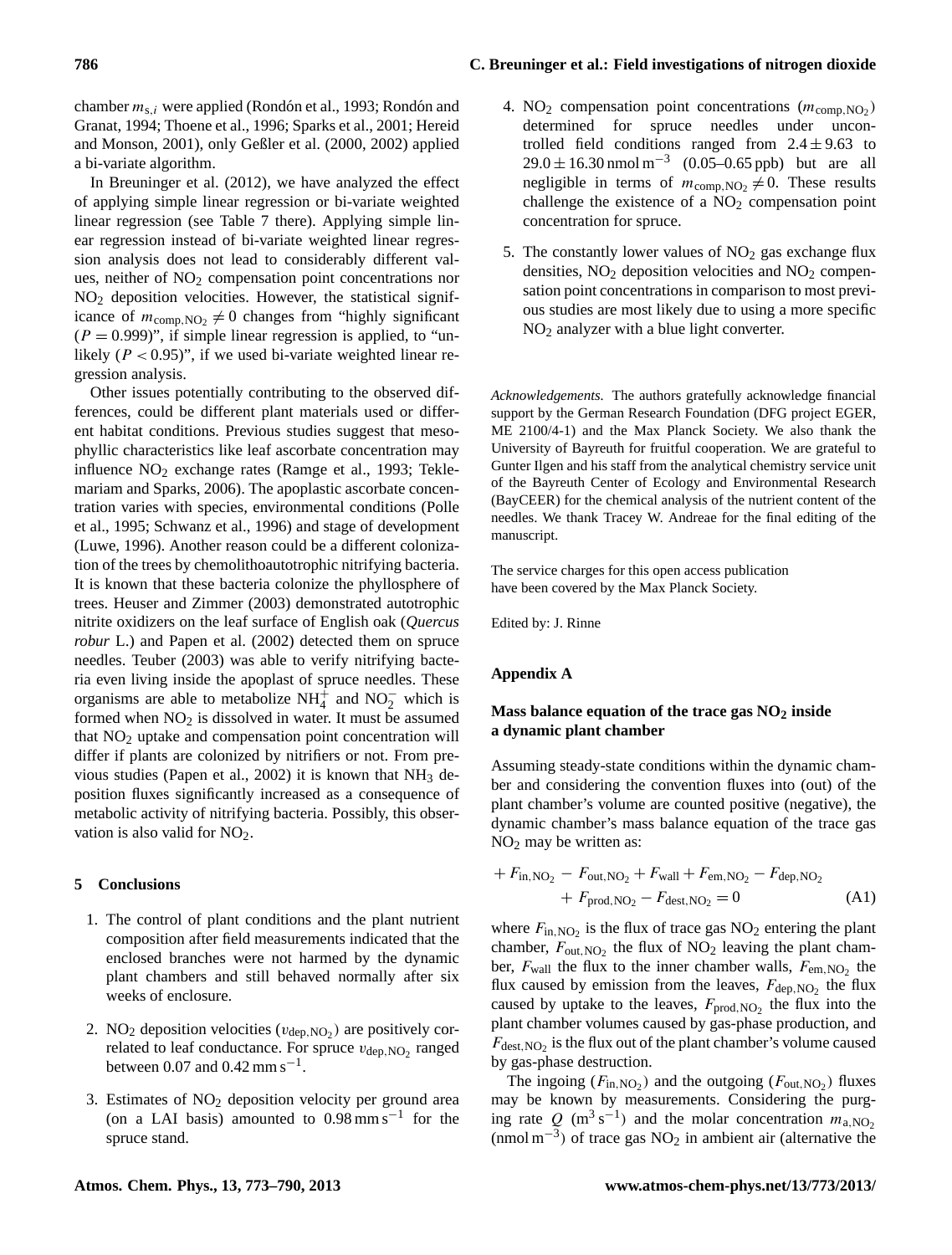chamber $m_{s,i}$ were applied (Rondón et al., 1993; Rondón and Granat, 1994; Thoene et al., 1996; Sparks et al., 2001; Hereid and Monson, 2001), only Geßler et al. (2000, 2002) applied a bi-variate algorithm.

In Breuninger et al. (2012), we have analyzed the effect of applying simple linear regression or bi-variate weighted linear regression (see Table 7 there). Applying simple linear regression instead of bi-variate weighted linear regression analysis does not lead to considerably different values, neither of $NO_2$ compensation point concentrations nor $NO_2$ deposition velocities. However, the statistical significance of $m_{comp,NO_2} \neq 0$ changes from "highly significant ($P = 0.999$)", if simple linear regression is applied, to "unlikely ($P < 0.95$)", if we used bi-variate weighted linear regression analysis.

Other issues potentially contributing to the observed differences, could be different plant materials used or different habitat conditions. Previous studies suggest that mesophyllic characteristics like leaf ascorbate concentration may influence $NO_2$ exchange rates (Ramge et al., 1993; Teklemariam and Sparks, 2006). The apoplastic ascorbate concentration varies with species, environmental conditions (Polle et al., 1995; Schwanz et al., 1996) and stage of development (Luwe, 1996). Another reason could be a different colonization of the trees by chemolithoautotrophic nitrifying bacteria. It is known that these bacteria colonize the phyllosphere of trees. Heuser and Zimmer (2003) demonstrated autotrophic nitrite oxidizers on the leaf surface of English oak (*Quercus robur* L.) and Papen et al. (2002) detected them on spruce needles. Teuber (2003) was able to verify nitrifying bacteria even living inside the apoplast of spruce needles. These organisms are able to metabolize $NH_4^+$ and $NO_2^-$ which is formed when $NO_2$ is dissolved in water. It must be assumed that $NO_2$ uptake and compensation point concentration will differ if plants are colonized by nitrifiers or not. From previous studies (Papen et al., 2002) it is known that $NH_3$ deposition fluxes significantly increased as a consequence of metabolic activity of nitrifying bacteria. Possibly, this observation is also valid for $NO_2$.

## 5 Conclusions

1. The control of plant conditions and the plant nutrient composition after field measurements indicated that the enclosed branches were not harmed by the dynamic plant chambers and still behaved normally after six weeks of enclosure.

2. $NO_2$ deposition velocities ($v_{dep,NO_2}$) are positively correlated to leaf conductance. For spruce $v_{dep,NO_2}$ ranged between 0.07 and $0.42\,\mathrm{mm\,s^{-1}}$.

3. Estimates of $NO_2$ deposition velocity per ground area (on a LAI basis) amounted to $0.98\,\mathrm{mm\,s^{-1}}$ for the spruce stand.

4. $NO_2$ compensation point concentrations ($m_{comp,NO_2}$) determined for spruce needles under uncontrolled field conditions ranged from $2.4 \pm 9.63$ to $29.0 \pm 16.30\,\mathrm{nmol\,m^{-3}}$ (0.05–0.65 ppb) but are all negligible in terms of $m_{comp,NO_2} \neq 0$. These results challenge the existence of a $NO_2$ compensation point concentration for spruce.

5. The constantly lower values of $NO_2$ gas exchange flux densities, $NO_2$ deposition velocities and $NO_2$ compensation point concentrations in comparison to most previous studies are most likely due to using a more specific $NO_2$ analyzer with a blue light converter.

*Acknowledgements.* The authors gratefully acknowledge financial support by the German Research Foundation (DFG project EGER, ME 2100/4-1) and the Max Planck Society. We also thank the University of Bayreuth for fruitful cooperation. We are grateful to Gunter Ilgen and his staff from the analytical chemistry service unit of the Bayreuth Center of Ecology and Environmental Research (BayCEER) for the chemical analysis of the nutrient content of the needles. We thank Tracey W. Andreae for the final editing of the manuscript.

The service charges for this open access publication have been covered by the Max Planck Society.

Edited by: J. Rinne

## Appendix A

### Mass balance equation of the trace gas $NO_2$ inside a dynamic plant chamber

Assuming steady-state conditions within the dynamic chamber and considering the convention fluxes into (out) of the plant chamber's volume are counted positive (negative), the dynamic chamber's mass balance equation of the trace gas $NO_2$ may be written as:

$$+F_{in,NO_2} - F_{out,NO_2} + F_{wall} + F_{em,NO_2} - F_{dep,NO_2} + F_{prod,NO_2} - F_{dest,NO_2} = 0 \tag{A1}$$

where $F_{in,NO_2}$ is the flux of trace gas $NO_2$ entering the plant chamber, $F_{out,NO_2}$ the flux of $NO_2$ leaving the plant chamber, $F_{wall}$ the flux to the inner chamber walls, $F_{em,NO_2}$ the flux caused by emission from the leaves, $F_{dep,NO_2}$ the flux caused by uptake to the leaves, $F_{prod,NO_2}$ the flux into the plant chamber volumes caused by gas-phase production, and $F_{dest,NO_2}$ is the flux out of the plant chamber's volume caused by gas-phase destruction.

The ingoing ($F_{in,NO_2}$) and the outgoing ($F_{out,NO_2}$) fluxes may be known by measurements. Considering the purging rate $Q$ ($\mathrm{m^3\,s^{-1}}$) and the molar concentration $m_{a,NO_2}$ ($\mathrm{nmol\,m^{-3}}$) of trace gas $NO_2$ in ambient air (alternative the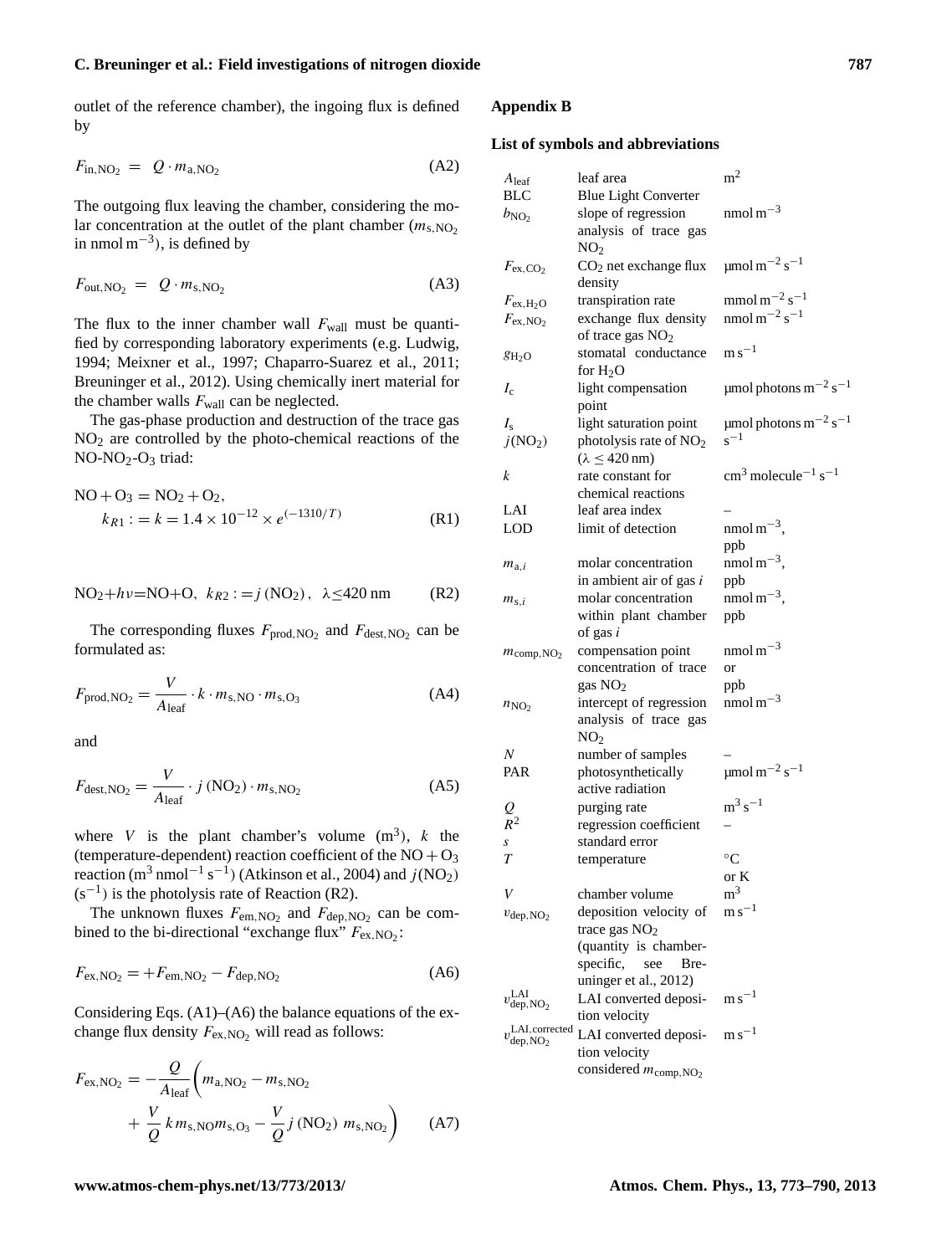outlet of the reference chamber), the ingoing flux is defined by

$$F_{\mathrm{in,NO_2}} = Q \cdot m_{\mathrm{a,NO_2}} \tag{A2}$$

The outgoing flux leaving the chamber, considering the molar concentration at the outlet of the plant chamber ($m_{\mathrm{s,NO_2}}$ in $\mathrm{nmol\,m^{-3}}$), is defined by

$$F_{\mathrm{out,NO_2}} = Q \cdot m_{\mathrm{s,NO_2}} \tag{A3}$$

The flux to the inner chamber wall $F_{\mathrm{wall}}$ must be quantified by corresponding laboratory experiments (e.g. Ludwig, 1994; Meixner et al., 1997; Chaparro-Suarez et al., 2011; Breuninger et al., 2012). Using chemically inert material for the chamber walls $F_{\mathrm{wall}}$ can be neglected.

The gas-phase production and destruction of the trace gas $NO_2$ are controlled by the photo-chemical reactions of the NO-$NO_2$-$O_3$ triad:

$$\mathrm{NO} + \mathrm{O_3} = \mathrm{NO_2} + \mathrm{O_2}, \quad k_{R1} := k = 1.4 \times 10^{-12} \times e^{(-1310/T)} \tag{R1}$$

$$\mathrm{NO_2} + h\nu = \mathrm{NO} + \mathrm{O}, \quad k_{R2} := j\,(\mathrm{NO_2}), \quad \lambda \leq 420\,\mathrm{nm} \tag{R2}$$

The corresponding fluxes $F_{\mathrm{prod,NO_2}}$ and $F_{\mathrm{dest,NO_2}}$ can be formulated as:

$$F_{\mathrm{prod,NO_2}} = \frac{V}{A_{\mathrm{leaf}}} \cdot k \cdot m_{\mathrm{s,NO}} \cdot m_{\mathrm{s,O_3}} \tag{A4}$$

and

$$F_{\mathrm{dest,NO_2}} = \frac{V}{A_{\mathrm{leaf}}} \cdot j\,(\mathrm{NO_2}) \cdot m_{\mathrm{s,NO_2}} \tag{A5}$$

where $V$ is the plant chamber's volume ($\mathrm{m^3}$), $k$ the (temperature-dependent) reaction coefficient of the $\mathrm{NO} + \mathrm{O_3}$ reaction ($\mathrm{m^3\,nmol^{-1}\,s^{-1}}$) (Atkinson et al., 2004) and $j(\mathrm{NO_2})$ ($\mathrm{s^{-1}}$) is the photolysis rate of Reaction (R2).

The unknown fluxes $F_{\mathrm{em,NO_2}}$ and $F_{\mathrm{dep,NO_2}}$ can be combined to the bi-directional "exchange flux" $F_{\mathrm{ex,NO_2}}$:

$$F_{\mathrm{ex,NO_2}} = +F_{\mathrm{em,NO_2}} - F_{\mathrm{dep,NO_2}} \tag{A6}$$

Considering Eqs. (A1)–(A6) the balance equations of the exchange flux density $F_{\mathrm{ex,NO_2}}$ will read as follows:

$$F_{\mathrm{ex,NO_2}} = -\frac{Q}{A_{\mathrm{leaf}}} \left( m_{\mathrm{a,NO_2}} - m_{\mathrm{s,NO_2}} + \frac{V}{Q}\, k\, m_{\mathrm{s,NO}} m_{\mathrm{s,O_3}} - \frac{V}{Q}\, j\,(\mathrm{NO_2})\; m_{\mathrm{s,NO_2}} \right) \tag{A7}$$

## Appendix B

### List of symbols and abbreviations

| | | |
|---|---|---|
| $A_{\mathrm{leaf}}$ | leaf area | $\mathrm{m^2}$ |
| BLC | Blue Light Converter | |
| $b_{\mathrm{NO_2}}$ | slope of regression analysis of trace gas $NO_2$ | $\mathrm{nmol\,m^{-3}}$ |
| $F_{\mathrm{ex,CO_2}}$ | $CO_2$ net exchange flux density | $\mathrm{\mu mol\,m^{-2}\,s^{-1}}$ |
| $F_{\mathrm{ex,H_2O}}$ | transpiration rate | $\mathrm{mmol\,m^{-2}\,s^{-1}}$ |
| $F_{\mathrm{ex,NO_2}}$ | exchange flux density of trace gas $NO_2$ | $\mathrm{nmol\,m^{-2}\,s^{-1}}$ |
| $g_{\mathrm{H_2O}}$ | stomatal conductance for $H_2O$ | $\mathrm{m\,s^{-1}}$ |
| $I_{\mathrm{c}}$ | light compensation point | $\mathrm{\mu mol\ photons\,m^{-2}\,s^{-1}}$ |
| $I_{\mathrm{s}}$ | light saturation point | $\mathrm{\mu mol\ photons\,m^{-2}\,s^{-1}}$ |
| $j(\mathrm{NO_2})$ | photolysis rate of $NO_2$ ($\lambda \leq 420\,\mathrm{nm}$) | $\mathrm{s^{-1}}$ |
| $k$ | rate constant for chemical reactions | $\mathrm{cm^3\,molecule^{-1}\,s^{-1}}$ |
| LAI | leaf area index | – |
| LOD | limit of detection | $\mathrm{nmol\,m^{-3}}$, ppb |
| $m_{\mathrm{a},i}$ | molar concentration in ambient air of gas $i$ | $\mathrm{nmol\,m^{-3}}$, ppb |
| $m_{\mathrm{s},i}$ | molar concentration within plant chamber of gas $i$ | $\mathrm{nmol\,m^{-3}}$, ppb |
| $m_{\mathrm{comp,NO_2}}$ | compensation point concentration of trace gas $NO_2$ | $\mathrm{nmol\,m^{-3}}$ or ppb |
| $n_{\mathrm{NO_2}}$ | intercept of regression analysis of trace gas $NO_2$ | $\mathrm{nmol\,m^{-3}}$ |
| $N$ | number of samples | – |
| PAR | photosynthetically active radiation | $\mathrm{\mu mol\,m^{-2}\,s^{-1}}$ |
| $Q$ | purging rate | $\mathrm{m^3\,s^{-1}}$ |
| $R^2$ | regression coefficient | – |
| $s$ | standard error | |
| $T$ | temperature | °C or K |
| $V$ | chamber volume | $\mathrm{m^3}$ |
| $v_{\mathrm{dep,NO_2}}$ | deposition velocity of trace gas $NO_2$ (quantity is chamber-specific, see Breuninger et al., 2012) | $\mathrm{m\,s^{-1}}$ |
| $v_{\mathrm{dep,NO_2}}^{\mathrm{LAI}}$ | LAI converted deposition velocity | $\mathrm{m\,s^{-1}}$ |
| $v_{\mathrm{dep,NO_2}}^{\mathrm{LAI,corrected}}$ | LAI converted deposition velocity considered $m_{\mathrm{comp,NO_2}}$ | $\mathrm{m\,s^{-1}}$ |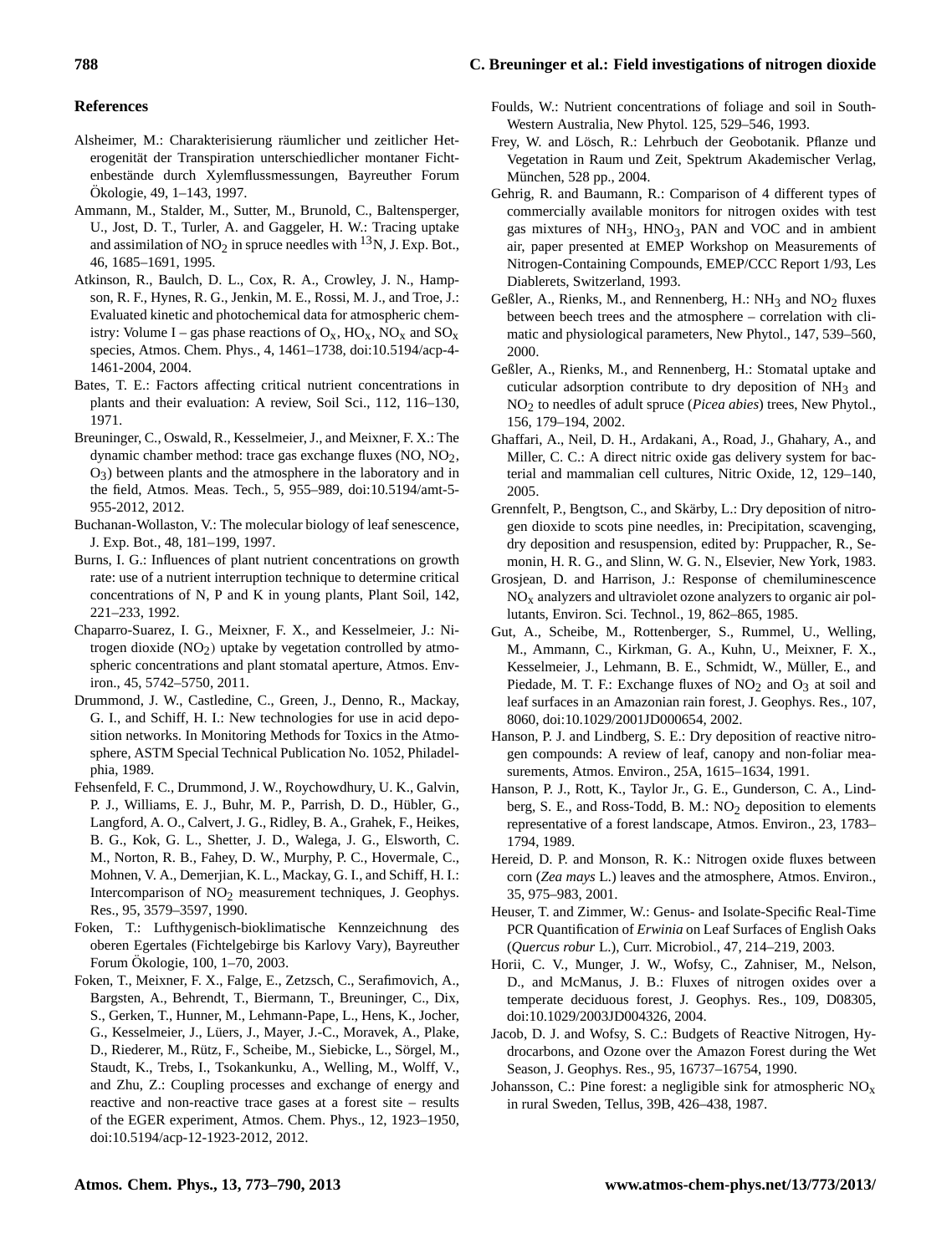## References

Alsheimer, M.: Charakterisierung räumlicher und zeitlicher Heterogenität der Transpiration unterschiedlicher montaner Fichtenbestände durch Xylemflussmessungen, Bayreuther Forum Ökologie, 49, 1–143, 1997.

Ammann, M., Stalder, M., Sutter, M., Brunold, C., Baltensperger, U., Jost, D. T., Turler, A. and Gaggeler, H. W.: Tracing uptake and assimilation of $NO_2$ in spruce needles with $^{13}N$, J. Exp. Bot., 46, 1685–1691, 1995.

Atkinson, R., Baulch, D. L., Cox, R. A., Crowley, J. N., Hampson, R. F., Hynes, R. G., Jenkin, M. E., Rossi, M. J., and Troe, J.: Evaluated kinetic and photochemical data for atmospheric chemistry: Volume I – gas phase reactions of $O_x$, $HO_x$, $NO_x$ and $SO_x$ species, Atmos. Chem. Phys., 4, 1461–1738, doi:10.5194/acp-4-1461-2004, 2004.

Bates, T. E.: Factors affecting critical nutrient concentrations in plants and their evaluation: A review, Soil Sci., 112, 116–130, 1971.

Breuninger, C., Oswald, R., Kesselmeier, J., and Meixner, F. X.: The dynamic chamber method: trace gas exchange fluxes (NO, $NO_2$, $O_3$) between plants and the atmosphere in the laboratory and in the field, Atmos. Meas. Tech., 5, 955–989, doi:10.5194/amt-5-955-2012, 2012.

Buchanan-Wollaston, V.: The molecular biology of leaf senescence, J. Exp. Bot., 48, 181–199, 1997.

Burns, I. G.: Influences of plant nutrient concentrations on growth rate: use of a nutrient interruption technique to determine critical concentrations of N, P and K in young plants, Plant Soil, 142, 221–233, 1992.

Chaparro-Suarez, I. G., Meixner, F. X., and Kesselmeier, J.: Nitrogen dioxide ($NO_2$) uptake by vegetation controlled by atmospheric concentrations and plant stomatal aperture, Atmos. Environ., 45, 5742–5750, 2011.

Drummond, J. W., Castledine, C., Green, J., Denno, R., Mackay, G. I., and Schiff, H. I.: New technologies for use in acid deposition networks. In Monitoring Methods for Toxics in the Atmosphere, ASTM Special Technical Publication No. 1052, Philadelphia, 1989.

Fehsenfeld, F. C., Drummond, J. W., Roychowdhury, U. K., Galvin, P. J., Williams, E. J., Buhr, M. P., Parrish, D. D., Hübler, G., Langford, A. O., Calvert, J. G., Ridley, B. A., Grahek, F., Heikes, B. G., Kok, G. L., Shetter, J. D., Walega, J. G., Elsworth, C. M., Norton, R. B., Fahey, D. W., Murphy, P. C., Hovermale, C., Mohnen, V. A., Demerjian, K. L., Mackay, G. I., and Schiff, H. I.: Intercomparison of $NO_2$ measurement techniques, J. Geophys. Res., 95, 3579–3597, 1990.

Foken, T.: Lufthygenisch-bioklimatische Kennzeichnung des oberen Egertales (Fichtelgebirge bis Karlovy Vary), Bayreuther Forum Ökologie, 100, 1–70, 2003.

Foken, T., Meixner, F. X., Falge, E., Zetzsch, C., Serafimovich, A., Bargsten, A., Behrendt, T., Biermann, T., Breuninger, C., Dix, S., Gerken, T., Hunner, M., Lehmann-Pape, L., Hens, K., Jocher, G., Kesselmeier, J., Lüers, J., Mayer, J.-C., Moravek, A., Plake, D., Riederer, M., Rütz, F., Scheibe, M., Siebicke, L., Sörgel, M., Staudt, K., Trebs, I., Tsokankunku, A., Welling, M., Wolff, V., and Zhu, Z.: Coupling processes and exchange of energy and reactive and non-reactive trace gases at a forest site – results of the EGER experiment, Atmos. Chem. Phys., 12, 1923–1950, doi:10.5194/acp-12-1923-2012, 2012.

Foulds, W.: Nutrient concentrations of foliage and soil in South-Western Australia, New Phytol. 125, 529–546, 1993.

Frey, W. and Lösch, R.: Lehrbuch der Geobotanik. Pflanze und Vegetation in Raum und Zeit, Spektrum Akademischer Verlag, München, 528 pp., 2004.

Gehrig, R. and Baumann, R.: Comparison of 4 different types of commercially available monitors for nitrogen oxides with test gas mixtures of $NH_3$, $HNO_3$, PAN and VOC and in ambient air, paper presented at EMEP Workshop on Measurements of Nitrogen-Containing Compounds, EMEP/CCC Report 1/93, Les Diablerets, Switzerland, 1993.

Geßler, A., Rienks, M., and Rennenberg, H.: $NH_3$ and $NO_2$ fluxes between beech trees and the atmosphere – correlation with climatic and physiological parameters, New Phytol., 147, 539–560, 2000.

Geßler, A., Rienks, M., and Rennenberg, H.: Stomatal uptake and cuticular adsorption contribute to dry deposition of $NH_3$ and $NO_2$ to needles of adult spruce (*Picea abies*) trees, New Phytol., 156, 179–194, 2002.

Ghaffari, A., Neil, D. H., Ardakani, A., Road, J., Ghahary, A., and Miller, C. C.: A direct nitric oxide gas delivery system for bacterial and mammalian cell cultures, Nitric Oxide, 12, 129–140, 2005.

Grennfelt, P., Bengtson, C., and Skärby, L.: Dry deposition of nitrogen dioxide to scots pine needles, in: Precipitation, scavenging, dry deposition and resuspension, edited by: Pruppacher, R., Semonin, H. R. G., and Slinn, W. G. N., Elsevier, New York, 1983.

Grosjean, D. and Harrison, J.: Response of chemiluminescence $NO_x$ analyzers and ultraviolet ozone analyzers to organic air pollutants, Environ. Sci. Technol., 19, 862–865, 1985.

Gut, A., Scheibe, M., Rottenberger, S., Rummel, U., Welling, M., Ammann, C., Kirkman, G. A., Kuhn, U., Meixner, F. X., Kesselmeier, J., Lehmann, B. E., Schmidt, W., Müller, E., and Piedade, M. T. F.: Exchange fluxes of $NO_2$ and $O_3$ at soil and leaf surfaces in an Amazonian rain forest, J. Geophys. Res., 107, 8060, doi:10.1029/2001JD000654, 2002.

Hanson, P. J. and Lindberg, S. E.: Dry deposition of reactive nitrogen compounds: A review of leaf, canopy and non-foliar measurements, Atmos. Environ., 25A, 1615–1634, 1991.

Hanson, P. J., Rott, K., Taylor Jr., G. E., Gunderson, C. A., Lindberg, S. E., and Ross-Todd, B. M.: $NO_2$ deposition to elements representative of a forest landscape, Atmos. Environ., 23, 1783–1794, 1989.

Hereid, D. P. and Monson, R. K.: Nitrogen oxide fluxes between corn (*Zea mays* L.) leaves and the atmosphere, Atmos. Environ., 35, 975–983, 2001.

Heuser, T. and Zimmer, W.: Genus- and Isolate-Specific Real-Time PCR Quantification of *Erwinia* on Leaf Surfaces of English Oaks (*Quercus robur* L.), Curr. Microbiol., 47, 214–219, 2003.

Horii, C. V., Munger, J. W., Wofsy, C., Zahniser, M., Nelson, D., and McManus, J. B.: Fluxes of nitrogen oxides over a temperate deciduous forest, J. Geophys. Res., 109, D08305, doi:10.1029/2003JD004326, 2004.

Jacob, D. J. and Wofsy, S. C.: Budgets of Reactive Nitrogen, Hydrocarbons, and Ozone over the Amazon Forest during the Wet Season, J. Geophys. Res., 95, 16737–16754, 1990.

Johansson, C.: Pine forest: a negligible sink for atmospheric $NO_x$ in rural Sweden, Tellus, 39B, 426–438, 1987.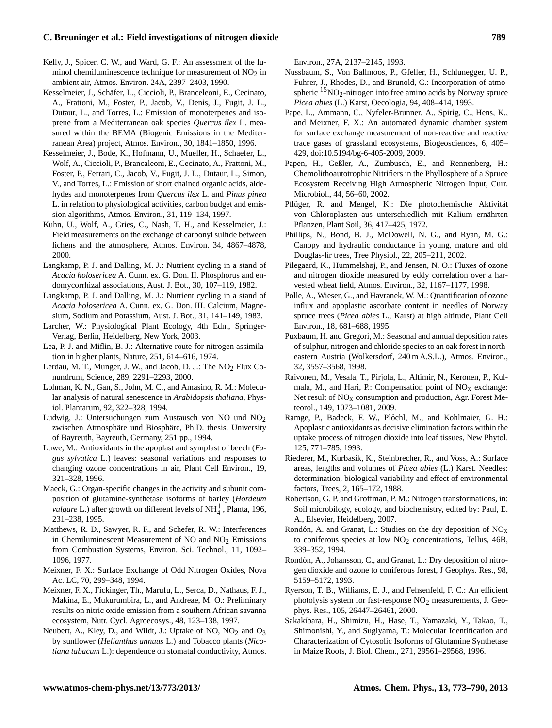Kelly, J., Spicer, C. W., and Ward, G. F.: An assessment of the luminol chemiluminescence technique for measurement of $NO_2$ in ambient air, Atmos. Environ. 24A, 2397–2403, 1990.

Kesselmeier, J., Schäfer, L., Ciccioli, P., Branceleoni, E., Cecinato, A., Frattoni, M., Foster, P., Jacob, V., Denis, J., Fugit, J. L., Dutaur, L., and Torres, L.: Emission of monoterpenes and isoprene from a Mediterranean oak species *Quercus ilex* L. measured within the BEMA (Biogenic Emissions in the Mediterranean Area) project, Atmos. Environ., 30, 1841–1850, 1996.

Kesselmeier, J., Bode, K., Hofmann, U., Mueller, H., Schaefer, L., Wolf, A., Ciccioli, P., Brancaleoni, E., Cecinato, A., Frattoni, M., Foster, P., Ferrari, C., Jacob, V., Fugit, J. L., Dutaur, L., Simon, V., and Torres, L.: Emission of short chained organic acids, aldehydes and monoterpenes from *Quercus ilex* L. and *Pinus pinea* L. in relation to physiological activities, carbon budget and emission algorithms, Atmos. Environ., 31, 119–134, 1997.

Kuhn, U., Wolf, A., Gries, C., Nash, T. H., and Kesselmeier, J.: Field measurements on the exchange of carbonyl sulfide between lichens and the atmosphere, Atmos. Environ. 34, 4867–4878, 2000.

Langkamp, P. J. and Dalling, M. J.: Nutrient cycling in a stand of *Acacia holosericea* A. Cunn. ex. G. Don. II. Phosphorus and endomycorrhizal associations, Aust. J. Bot., 30, 107–119, 1982.

Langkamp, P. J. and Dalling, M. J.: Nutrient cycling in a stand of *Acacia holosericea* A. Cunn. ex. G. Don. III. Calcium, Magnesium, Sodium and Potassium, Aust. J. Bot., 31, 141–149, 1983.

Larcher, W.: Physiological Plant Ecology, 4th Edn., Springer-Verlag, Berlin, Heidelberg, New York, 2003.

Lea, P. J. and Miflin, B. J.: Alternative route for nitrogen assimilation in higher plants, Nature, 251, 614–616, 1974.

Lerdau, M. T., Munger, J. W., and Jacob, D. J.: The $NO_2$ Flux Conundrum, Science, 289, 2291–2293, 2000.

Lohman, K. N., Gan, S., John, M. C., and Amasino, R. M.: Molecular analysis of natural senescence in *Arabidopsis thaliana*, Physiol. Plantarum, 92, 322–328, 1994.

Ludwig, J.: Untersuchungen zum Austausch von NO und $NO_2$ zwischen Atmosphäre und Biosphäre, Ph.D. thesis, University of Bayreuth, Bayreuth, Germany, 251 pp., 1994.

Luwe, M.: Antioxidants in the apoplast and symplast of beech (*Fagus sylvatica* L.) leaves: seasonal variations and responses to changing ozone concentrations in air, Plant Cell Environ., 19, 321–328, 1996.

Maeck, G.: Organ-specific changes in the activity and subunit composition of glutamine-synthetase isoforms of barley (*Hordeum vulgare* L.) after growth on different levels of $NH_4^+$, Planta, 196, 231–238, 1995.

Matthews, R. D., Sawyer, R. F., and Schefer, R. W.: Interferences in Chemiluminescent Measurement of NO and $NO_2$ Emissions from Combustion Systems, Environ. Sci. Technol., 11, 1092–1096, 1977.

Meixner, F. X.: Surface Exchange of Odd Nitrogen Oxides, Nova Ac. LC, 70, 299–348, 1994.

Meixner, F. X., Fickinger, Th., Marufu, L., Serca, D., Nathaus, F. J., Makina, E., Mukurumbira, L., and Andreae, M. O.: Preliminary results on nitric oxide emission from a southern African savanna ecosystem, Nutr. Cycl. Agroecosys., 48, 123–138, 1997.

Neubert, A., Kley, D., and Wildt, J.: Uptake of NO, $NO_2$ and $O_3$ by sunflower (*Helianthus annuus* L.) and Tobacco plants (*Nicotiana tabacum* L.): dependence on stomatal conductivity, Atmos. Environ., 27A, 2137–2145, 1993.

Nussbaum, S., Von Ballmoos, P., Gfeller, H., Schlunegger, U. P., Fuhrer, J., Rhodes, D., and Brunold, C.: Incorporation of atmospheric $^{15}NO_2$-nitrogen into free amino acids by Norway spruce *Picea abies* (L.) Karst, Oecologia, 94, 408–414, 1993.

Pape, L., Ammann, C., Nyfeler-Brunner, A., Spirig, C., Hens, K., and Meixner, F. X.: An automated dynamic chamber system for surface exchange measurement of non-reactive and reactive trace gases of grassland ecosystems, Biogeosciences, 6, 405–429, doi:10.5194/bg-6-405-2009, 2009.

Papen, H., Geßler, A., Zumbusch, E., and Rennenberg, H.: Chemolithoautotrophic Nitrifiers in the Phyllosphere of a Spruce Ecosystem Receiving High Atmospheric Nitrogen Input, Curr. Microbiol., 44, 56–60, 2002.

Pflüger, R. and Mengel, K.: Die photochemische Aktivität von Chloroplasten aus unterschiedlich mit Kalium ernährten Pflanzen, Plant Soil, 36, 417–425, 1972.

Phillips, N., Bond, B. J., McDowell, N. G., and Ryan, M. G.: Canopy and hydraulic conductance in young, mature and old Douglas-fir trees, Tree Physiol., 22, 205–211, 2002.

Pilegaard, K., Hummelshøj, P., and Jensen, N. O.: Fluxes of ozone and nitrogen dioxide measured by eddy correlation over a harvested wheat field, Atmos. Environ., 32, 1167–1177, 1998.

Polle, A., Wieser, G., and Havranek, W. M.: Quantification of ozone influx and apoplastic ascorbate content in needles of Norway spruce trees (*Picea abies* L., Karst) at high altitude, Plant Cell Environ., 18, 681–688, 1995.

Puxbaum, H. and Gregori, M.: Seasonal and annual deposition rates of sulphur, nitrogen and chloride species to an oak forest in northeastern Austria (Wolkersdorf, 240 m A.S.L.), Atmos. Environ., 32, 3557–3568, 1998.

Raivonen, M., Vesala, T., Pirjola, L., Altimir, N., Keronen, P., Kulmala, M., and Hari, P.: Compensation point of $NO_x$ exchange: Net result of $NO_x$ consumption and production, Agr. Forest Meteorol., 149, 1073–1081, 2009.

Ramge, P., Badeck, F. W., Plöchl, M., and Kohlmaier, G. H.: Apoplastic antioxidants as decisive elimination factors within the uptake process of nitrogen dioxide into leaf tissues, New Phytol. 125, 771–785, 1993.

Riederer, M., Kurbasik, K., Steinbrecher, R., and Voss, A.: Surface areas, lengths and volumes of *Picea abies* (L.) Karst. Needles: determination, biological variability and effect of environmental factors, Trees, 2, 165–172, 1988.

Robertson, G. P. and Groffman, P. M.: Nitrogen transformations, in: Soil microbilogy, ecology, and biochemistry, edited by: Paul, E. A., Elsevier, Heidelberg, 2007.

Rondón, A. and Granat, L.: Studies on the dry deposition of $NO_x$ to coniferous species at low $NO_2$ concentrations, Tellus, 46B, 339–352, 1994.

Rondón, A., Johansson, C., and Granat, L.: Dry deposition of nitrogen dioxide and ozone to coniferous forest, J Geophys. Res., 98, 5159–5172, 1993.

Ryerson, T. B., Williams, E. J., and Fehsenfeld, F. C.: An efficient photolysis system for fast-response $NO_2$ measurements, J. Geophys. Res., 105, 26447–26461, 2000.

Sakakibara, H., Shimizu, H., Hase, T., Yamazaki, Y., Takao, T., Shimonishi, Y., and Sugiyama, T.: Molecular Identification and Characterization of Cytosolic Isoforms of Glutamine Synthetase in Maize Roots, J. Biol. Chem., 271, 29561–29568, 1996.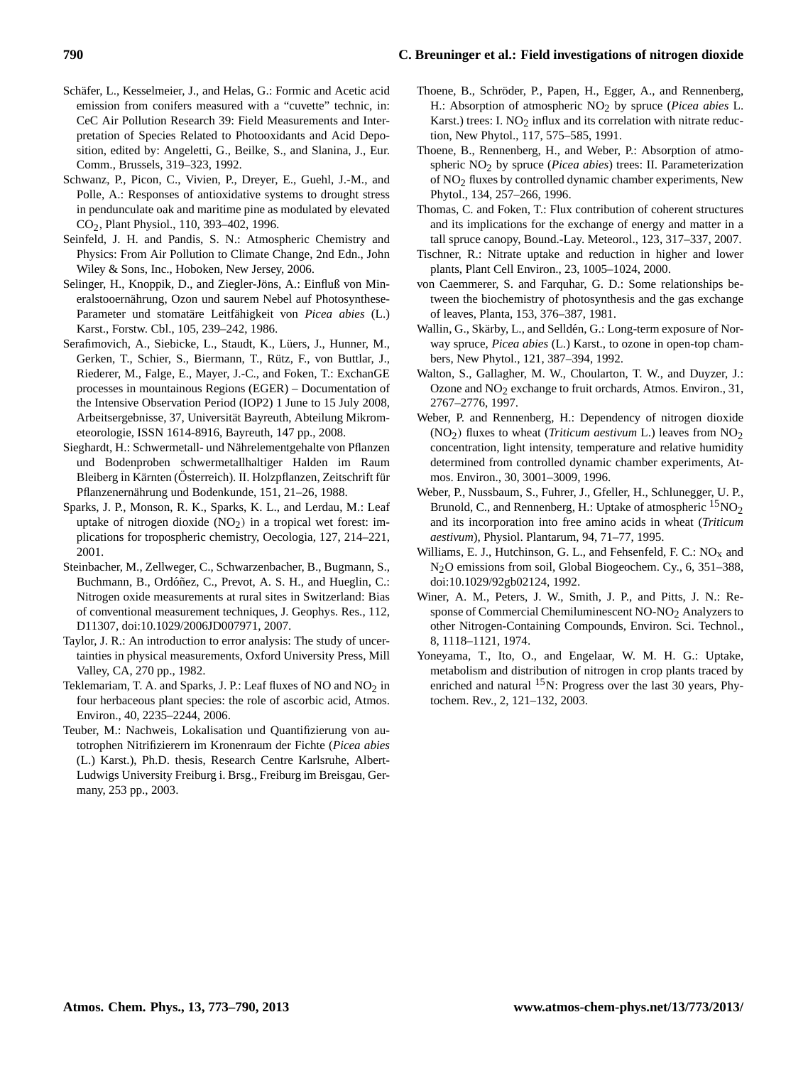Schäfer, L., Kesselmeier, J., and Helas, G.: Formic and Acetic acid emission from conifers measured with a "cuvette" technic, in: CeC Air Pollution Research 39: Field Measurements and Interpretation of Species Related to Photooxidants and Acid Deposition, edited by: Angeletti, G., Beilke, S., and Slanina, J., Eur. Comm., Brussels, 319–323, 1992.

Schwanz, P., Picon, C., Vivien, P., Dreyer, E., Guehl, J.-M., and Polle, A.: Responses of antioxidative systems to drought stress in pendunculate oak and maritime pine as modulated by elevated $CO_2$, Plant Physiol., 110, 393–402, 1996.

Seinfeld, J. H. and Pandis, S. N.: Atmospheric Chemistry and Physics: From Air Pollution to Climate Change, 2nd Edn., John Wiley & Sons, Inc., Hoboken, New Jersey, 2006.

Selinger, H., Knoppik, D., and Ziegler-Jöns, A.: Einfluß von Mineralstooernährung, Ozon und saurem Nebel auf Photosynthese-Parameter und stomatäre Leitfähigkeit von *Picea abies* (L.) Karst., Forstw. Cbl., 105, 239–242, 1986.

Serafimovich, A., Siebicke, L., Staudt, K., Lüers, J., Hunner, M., Gerken, T., Schier, S., Biermann, T., Rütz, F., von Buttlar, J., Riederer, M., Falge, E., Mayer, J.-C., and Foken, T.: ExchanGE processes in mountainous Regions (EGER) – Documentation of the Intensive Observation Period (IOP2) 1 June to 15 July 2008, Arbeitsergebnisse, 37, Universität Bayreuth, Abteilung Mikrometeorologie, ISSN 1614-8916, Bayreuth, 147 pp., 2008.

Sieghardt, H.: Schwermetall- und Nährelementgehalte von Pflanzen und Bodenproben schwermetallhaltiger Halden im Raum Bleiberg in Kärnten (Österreich). II. Holzpflanzen, Zeitschrift für Pflanzenernährung und Bodenkunde, 151, 21–26, 1988.

Sparks, J. P., Monson, R. K., Sparks, K. L., and Lerdau, M.: Leaf uptake of nitrogen dioxide ($NO_2$) in a tropical wet forest: implications for tropospheric chemistry, Oecologia, 127, 214–221, 2001.

Steinbacher, M., Zellweger, C., Schwarzenbacher, B., Bugmann, S., Buchmann, B., Ordóñez, C., Prevot, A. S. H., and Hueglin, C.: Nitrogen oxide measurements at rural sites in Switzerland: Bias of conventional measurement techniques, J. Geophys. Res., 112, D11307, doi:10.1029/2006JD007971, 2007.

Taylor, J. R.: An introduction to error analysis: The study of uncertainties in physical measurements, Oxford University Press, Mill Valley, CA, 270 pp., 1982.

Teklemariam, T. A. and Sparks, J. P.: Leaf fluxes of NO and $NO_2$ in four herbaceous plant species: the role of ascorbic acid, Atmos. Environ., 40, 2235–2244, 2006.

Teuber, M.: Nachweis, Lokalisation und Quantifizierung von autotrophen Nitrifizierern im Kronenraum der Fichte (*Picea abies* (L.) Karst.), Ph.D. thesis, Research Centre Karlsruhe, Albert-Ludwigs University Freiburg i. Brsg., Freiburg im Breisgau, Germany, 253 pp., 2003.

Thoene, B., Schröder, P., Papen, H., Egger, A., and Rennenberg, H.: Absorption of atmospheric $NO_2$ by spruce (*Picea abies* L. Karst.) trees: I. $NO_2$ influx and its correlation with nitrate reduction, New Phytol., 117, 575–585, 1991.

Thoene, B., Rennenberg, H., and Weber, P.: Absorption of atmospheric $NO_2$ by spruce (*Picea abies*) trees: II. Parameterization of $NO_2$ fluxes by controlled dynamic chamber experiments, New Phytol., 134, 257–266, 1996.

Thomas, C. and Foken, T.: Flux contribution of coherent structures and its implications for the exchange of energy and matter in a tall spruce canopy, Bound.-Lay. Meteorol., 123, 317–337, 2007.

Tischner, R.: Nitrate uptake and reduction in higher and lower plants, Plant Cell Environ., 23, 1005–1024, 2000.

von Caemmerer, S. and Farquhar, G. D.: Some relationships between the biochemistry of photosynthesis and the gas exchange of leaves, Planta, 153, 376–387, 1981.

Wallin, G., Skärby, L., and Selldén, G.: Long-term exposure of Norway spruce, *Picea abies* (L.) Karst., to ozone in open-top chambers, New Phytol., 121, 387–394, 1992.

Walton, S., Gallagher, M. W., Choularton, T. W., and Duyzer, J.: Ozone and $NO_2$ exchange to fruit orchards, Atmos. Environ., 31, 2767–2776, 1997.

Weber, P. and Rennenberg, H.: Dependency of nitrogen dioxide ($NO_2$) fluxes to wheat (*Triticum aestivum* L.) leaves from $NO_2$ concentration, light intensity, temperature and relative humidity determined from controlled dynamic chamber experiments, Atmos. Environ., 30, 3001–3009, 1996.

Weber, P., Nussbaum, S., Fuhrer, J., Gfeller, H., Schlunegger, U. P., Brunold, C., and Rennenberg, H.: Uptake of atmospheric $^{15}NO_2$ and its incorporation into free amino acids in wheat (*Triticum aestivum*), Physiol. Plantarum, 94, 71–77, 1995.

Williams, E. J., Hutchinson, G. L., and Fehsenfeld, F. C.: $NO_x$ and $N_2O$ emissions from soil, Global Biogeochem. Cy., 6, 351–388, doi:10.1029/92gb02124, 1992.

Winer, A. M., Peters, J. W., Smith, J. P., and Pitts, J. N.: Response of Commercial Chemiluminescent NO-$NO_2$ Analyzers to other Nitrogen-Containing Compounds, Environ. Sci. Technol., 8, 1118–1121, 1974.

Yoneyama, T., Ito, O., and Engelaar, W. M. H. G.: Uptake, metabolism and distribution of nitrogen in crop plants traced by enriched and natural $^{15}N$: Progress over the last 30 years, Phytochem. Rev., 2, 121–132, 2003.